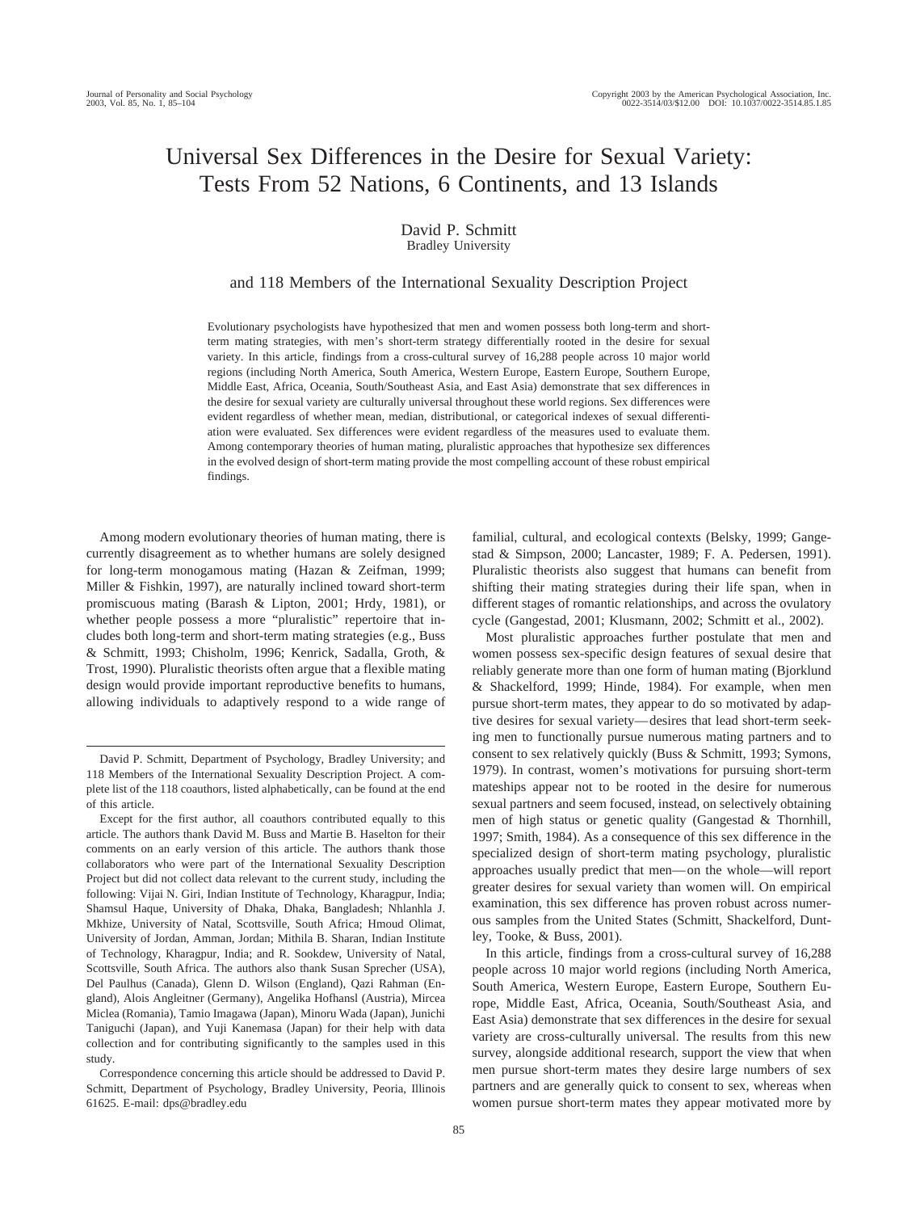# Universal Sex Differences in the Desire for Sexual Variety: Tests From 52 Nations, 6 Continents, and 13 Islands

David P. Schmitt
Bradley University

and 118 Members of the International Sexuality Description Project

Evolutionary psychologists have hypothesized that men and women possess both long-term and short-term mating strategies, with men's short-term strategy differentially rooted in the desire for sexual variety. In this article, findings from a cross-cultural survey of 16,288 people across 10 major world regions (including North America, South America, Western Europe, Eastern Europe, Southern Europe, Middle East, Africa, Oceania, South/Southeast Asia, and East Asia) demonstrate that sex differences in the desire for sexual variety are culturally universal throughout these world regions. Sex differences were evident regardless of whether mean, median, distributional, or categorical indexes of sexual differentiation were evaluated. Sex differences were evident regardless of the measures used to evaluate them. Among contemporary theories of human mating, pluralistic approaches that hypothesize sex differences in the evolved design of short-term mating provide the most compelling account of these robust empirical findings.

Among modern evolutionary theories of human mating, there is currently disagreement as to whether humans are solely designed for long-term monogamous mating (Hazan & Zeifman, 1999; Miller & Fishkin, 1997), are naturally inclined toward short-term promiscuous mating (Barash & Lipton, 2001; Hrdy, 1981), or whether people possess a more "pluralistic" repertoire that includes both long-term and short-term mating strategies (e.g., Buss & Schmitt, 1993; Chisholm, 1996; Kenrick, Sadalla, Groth, & Trost, 1990). Pluralistic theorists often argue that a flexible mating design would provide important reproductive benefits to humans, allowing individuals to adaptively respond to a wide range of familial, cultural, and ecological contexts (Belsky, 1999; Gangestad & Simpson, 2000; Lancaster, 1989; F. A. Pedersen, 1991). Pluralistic theorists also suggest that humans can benefit from shifting their mating strategies during their life span, when in different stages of romantic relationships, and across the ovulatory cycle (Gangestad, 2001; Klusmann, 2002; Schmitt et al., 2002).

Most pluralistic approaches further postulate that men and women possess sex-specific design features of sexual desire that reliably generate more than one form of human mating (Bjorklund & Shackelford, 1999; Hinde, 1984). For example, when men pursue short-term mates, they appear to do so motivated by adaptive desires for sexual variety—desires that lead short-term seeking men to functionally pursue numerous mating partners and to consent to sex relatively quickly (Buss & Schmitt, 1993; Symons, 1979). In contrast, women's motivations for pursuing short-term mateships appear not to be rooted in the desire for numerous sexual partners and seem focused, instead, on selectively obtaining men of high status or genetic quality (Gangestad & Thornhill, 1997; Smith, 1984). As a consequence of this sex difference in the specialized design of short-term mating psychology, pluralistic approaches usually predict that men—on the whole—will report greater desires for sexual variety than women will. On empirical examination, this sex difference has proven robust across numerous samples from the United States (Schmitt, Shackelford, Duntley, Tooke, & Buss, 2001).

In this article, findings from a cross-cultural survey of 16,288 people across 10 major world regions (including North America, South America, Western Europe, Eastern Europe, Southern Europe, Middle East, Africa, Oceania, South/Southeast Asia, and East Asia) demonstrate that sex differences in the desire for sexual variety are cross-culturally universal. The results from this new survey, alongside additional research, support the view that when men pursue short-term mates they desire large numbers of sex partners and are generally quick to consent to sex, whereas when women pursue short-term mates they appear motivated more by

---

David P. Schmitt, Department of Psychology, Bradley University; and 118 Members of the International Sexuality Description Project. A complete list of the 118 coauthors, listed alphabetically, can be found at the end of this article.

Except for the first author, all coauthors contributed equally to this article. The authors thank David M. Buss and Martie B. Haselton for their comments on an early version of this article. The authors thank those collaborators who were part of the International Sexuality Description Project but did not collect data relevant to the current study, including the following: Vijai N. Giri, Indian Institute of Technology, Kharagpur, India; Shamsul Haque, University of Dhaka, Dhaka, Bangladesh; Nhlanhla J. Mkhize, University of Natal, Scottsville, South Africa; Hmoud Olimat, University of Jordan, Amman, Jordan; Mithila B. Sharan, Indian Institute of Technology, Kharagpur, India; and R. Sookdew, University of Natal, Scottsville, South Africa. The authors also thank Susan Sprecher (USA), Del Paulhus (Canada), Glenn D. Wilson (England), Qazi Rahman (England), Alois Angleitner (Germany), Angelika Hofhansl (Austria), Mircea Miclea (Romania), Tamio Imagawa (Japan), Minoru Wada (Japan), Junichi Taniguchi (Japan), and Yuji Kanemasa (Japan) for their help with data collection and for contributing significantly to the samples used in this study.

Correspondence concerning this article should be addressed to David P. Schmitt, Department of Psychology, Bradley University, Peoria, Illinois 61625. E-mail: dps@bradley.edu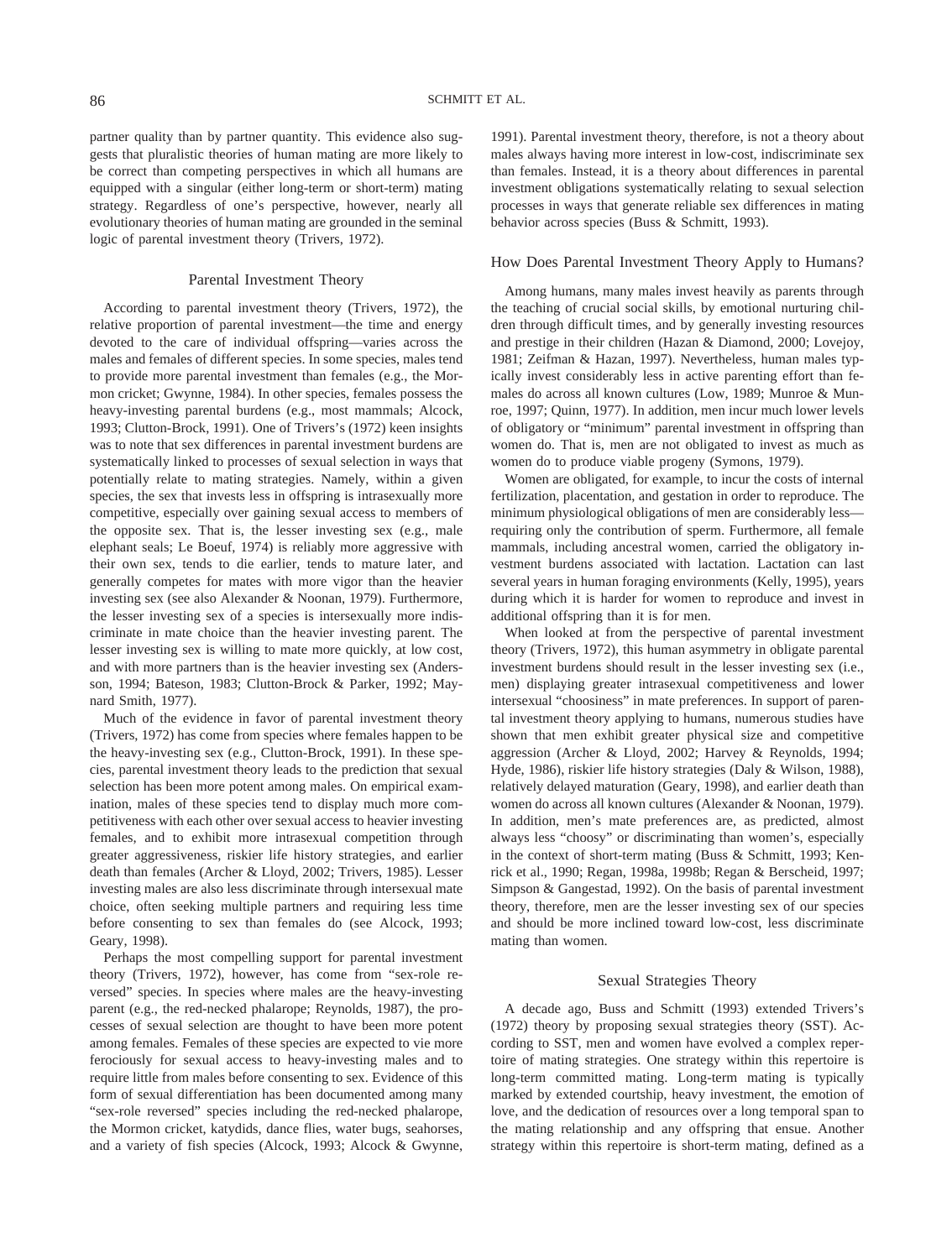partner quality than by partner quantity. This evidence also suggests that pluralistic theories of human mating are more likely to be correct than competing perspectives in which all humans are equipped with a singular (either long-term or short-term) mating strategy. Regardless of one's perspective, however, nearly all evolutionary theories of human mating are grounded in the seminal logic of parental investment theory (Trivers, 1972).

## Parental Investment Theory

According to parental investment theory (Trivers, 1972), the relative proportion of parental investment—the time and energy devoted to the care of individual offspring—varies across the males and females of different species. In some species, males tend to provide more parental investment than females (e.g., the Mormon cricket; Gwynne, 1984). In other species, females possess the heavy-investing parental burdens (e.g., most mammals; Alcock, 1993; Clutton-Brock, 1991). One of Trivers's (1972) keen insights was to note that sex differences in parental investment burdens are systematically linked to processes of sexual selection in ways that potentially relate to mating strategies. Namely, within a given species, the sex that invests less in offspring is intrasexually more competitive, especially over gaining sexual access to members of the opposite sex. That is, the lesser investing sex (e.g., male elephant seals; Le Boeuf, 1974) is reliably more aggressive with their own sex, tends to die earlier, tends to mature later, and generally competes for mates with more vigor than the heavier investing sex (see also Alexander & Noonan, 1979). Furthermore, the lesser investing sex of a species is intersexually more indiscriminate in mate choice than the heavier investing parent. The lesser investing sex is willing to mate more quickly, at low cost, and with more partners than is the heavier investing sex (Andersson, 1994; Bateson, 1983; Clutton-Brock & Parker, 1992; Maynard Smith, 1977).

Much of the evidence in favor of parental investment theory (Trivers, 1972) has come from species where females happen to be the heavy-investing sex (e.g., Clutton-Brock, 1991). In these species, parental investment theory leads to the prediction that sexual selection has been more potent among males. On empirical examination, males of these species tend to display much more competitiveness with each other over sexual access to heavier investing females, and to exhibit more intrasexual competition through greater aggressiveness, riskier life history strategies, and earlier death than females (Archer & Lloyd, 2002; Trivers, 1985). Lesser investing males are also less discriminate through intersexual mate choice, often seeking multiple partners and requiring less time before consenting to sex than females do (see Alcock, 1993; Geary, 1998).

Perhaps the most compelling support for parental investment theory (Trivers, 1972), however, has come from "sex-role reversed" species. In species where males are the heavy-investing parent (e.g., the red-necked phalarope; Reynolds, 1987), the processes of sexual selection are thought to have been more potent among females. Females of these species are expected to vie more ferociously for sexual access to heavy-investing males and to require little from males before consenting to sex. Evidence of this form of sexual differentiation has been documented among many "sex-role reversed" species including the red-necked phalarope, the Mormon cricket, katydids, dance flies, water bugs, seahorses, and a variety of fish species (Alcock, 1993; Alcock & Gwynne, 1991). Parental investment theory, therefore, is not a theory about males always having more interest in low-cost, indiscriminate sex than females. Instead, it is a theory about differences in parental investment obligations systematically relating to sexual selection processes in ways that generate reliable sex differences in mating behavior across species (Buss & Schmitt, 1993).

### How Does Parental Investment Theory Apply to Humans?

Among humans, many males invest heavily as parents through the teaching of crucial social skills, by emotional nurturing children through difficult times, and by generally investing resources and prestige in their children (Hazan & Diamond, 2000; Lovejoy, 1981; Zeifman & Hazan, 1997). Nevertheless, human males typically invest considerably less in active parenting effort than females do across all known cultures (Low, 1989; Munroe & Munroe, 1997; Quinn, 1977). In addition, men incur much lower levels of obligatory or "minimum" parental investment in offspring than women do. That is, men are not obligated to invest as much as women do to produce viable progeny (Symons, 1979).

Women are obligated, for example, to incur the costs of internal fertilization, placentation, and gestation in order to reproduce. The minimum physiological obligations of men are considerably less—requiring only the contribution of sperm. Furthermore, all female mammals, including ancestral women, carried the obligatory investment burdens associated with lactation. Lactation can last several years in human foraging environments (Kelly, 1995), years during which it is harder for women to reproduce and invest in additional offspring than it is for men.

When looked at from the perspective of parental investment theory (Trivers, 1972), this human asymmetry in obligate parental investment burdens should result in the lesser investing sex (i.e., men) displaying greater intrasexual competitiveness and lower intersexual "choosiness" in mate preferences. In support of parental investment theory applying to humans, numerous studies have shown that men exhibit greater physical size and competitive aggression (Archer & Lloyd, 2002; Harvey & Reynolds, 1994; Hyde, 1986), riskier life history strategies (Daly & Wilson, 1988), relatively delayed maturation (Geary, 1998), and earlier death than women do across all known cultures (Alexander & Noonan, 1979). In addition, men's mate preferences are, as predicted, almost always less "choosy" or discriminating than women's, especially in the context of short-term mating (Buss & Schmitt, 1993; Kenrick et al., 1990; Regan, 1998a, 1998b; Regan & Berscheid, 1997; Simpson & Gangestad, 1992). On the basis of parental investment theory, therefore, men are the lesser investing sex of our species and should be more inclined toward low-cost, less discriminate mating than women.

## Sexual Strategies Theory

A decade ago, Buss and Schmitt (1993) extended Trivers's (1972) theory by proposing sexual strategies theory (SST). According to SST, men and women have evolved a complex repertoire of mating strategies. One strategy within this repertoire is long-term committed mating. Long-term mating is typically marked by extended courtship, heavy investment, the emotion of love, and the dedication of resources over a long temporal span to the mating relationship and any offspring that ensue. Another strategy within this repertoire is short-term mating, defined as a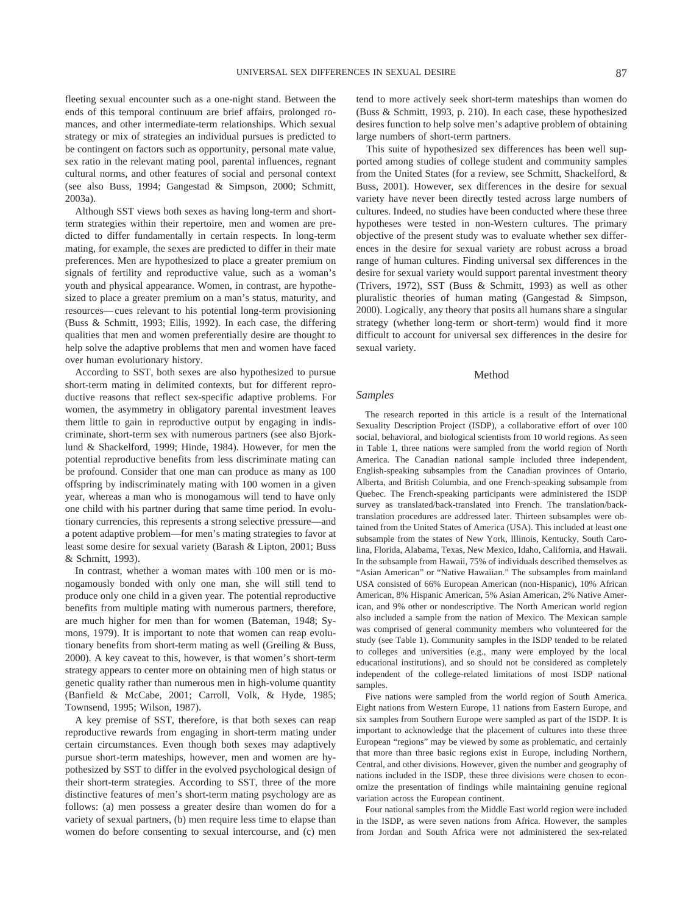fleeting sexual encounter such as a one-night stand. Between the ends of this temporal continuum are brief affairs, prolonged romances, and other intermediate-term relationships. Which sexual strategy or mix of strategies an individual pursues is predicted to be contingent on factors such as opportunity, personal mate value, sex ratio in the relevant mating pool, parental influences, regnant cultural norms, and other features of social and personal context (see also Buss, 1994; Gangestad & Simpson, 2000; Schmitt, 2003a).

Although SST views both sexes as having long-term and short-term strategies within their repertoire, men and women are predicted to differ fundamentally in certain respects. In long-term mating, for example, the sexes are predicted to differ in their mate preferences. Men are hypothesized to place a greater premium on signals of fertility and reproductive value, such as a woman's youth and physical appearance. Women, in contrast, are hypothesized to place a greater premium on a man's status, maturity, and resources—cues relevant to his potential long-term provisioning (Buss & Schmitt, 1993; Ellis, 1992). In each case, the differing qualities that men and women preferentially desire are thought to help solve the adaptive problems that men and women have faced over human evolutionary history.

According to SST, both sexes are also hypothesized to pursue short-term mating in delimited contexts, but for different reproductive reasons that reflect sex-specific adaptive problems. For women, the asymmetry in obligatory parental investment leaves them little to gain in reproductive output by engaging in indiscriminate, short-term sex with numerous partners (see also Bjorklund & Shackelford, 1999; Hinde, 1984). However, for men the potential reproductive benefits from less discriminate mating can be profound. Consider that one man can produce as many as 100 offspring by indiscriminately mating with 100 women in a given year, whereas a man who is monogamous will tend to have only one child with his partner during that same time period. In evolutionary currencies, this represents a strong selective pressure—and a potent adaptive problem—for men's mating strategies to favor at least some desire for sexual variety (Barash & Lipton, 2001; Buss & Schmitt, 1993).

In contrast, whether a woman mates with 100 men or is monogamously bonded with only one man, she will still tend to produce only one child in a given year. The potential reproductive benefits from multiple mating with numerous partners, therefore, are much higher for men than for women (Bateman, 1948; Symons, 1979). It is important to note that women can reap evolutionary benefits from short-term mating as well (Greiling & Buss, 2000). A key caveat to this, however, is that women's short-term strategy appears to center more on obtaining men of high status or genetic quality rather than numerous men in high-volume quantity (Banfield & McCabe, 2001; Carroll, Volk, & Hyde, 1985; Townsend, 1995; Wilson, 1987).

A key premise of SST, therefore, is that both sexes can reap reproductive rewards from engaging in short-term mating under certain circumstances. Even though both sexes may adaptively pursue short-term mateships, however, men and women are hypothesized by SST to differ in the evolved psychological design of their short-term strategies. According to SST, three of the more distinctive features of men's short-term mating psychology are as follows: (a) men possess a greater desire than women do for a variety of sexual partners, (b) men require less time to elapse than women do before consenting to sexual intercourse, and (c) men tend to more actively seek short-term mateships than women do (Buss & Schmitt, 1993, p. 210). In each case, these hypothesized desires function to help solve men's adaptive problem of obtaining large numbers of short-term partners.

This suite of hypothesized sex differences has been well supported among studies of college student and community samples from the United States (for a review, see Schmitt, Shackelford, & Buss, 2001). However, sex differences in the desire for sexual variety have never been directly tested across large numbers of cultures. Indeed, no studies have been conducted where these three hypotheses were tested in non-Western cultures. The primary objective of the present study was to evaluate whether sex differences in the desire for sexual variety are robust across a broad range of human cultures. Finding universal sex differences in the desire for sexual variety would support parental investment theory (Trivers, 1972), SST (Buss & Schmitt, 1993) as well as other pluralistic theories of human mating (Gangestad & Simpson, 2000). Logically, any theory that posits all humans share a singular strategy (whether long-term or short-term) would find it more difficult to account for universal sex differences in the desire for sexual variety.

## Method

### Samples

The research reported in this article is a result of the International Sexuality Description Project (ISDP), a collaborative effort of over 100 social, behavioral, and biological scientists from 10 world regions. As seen in Table 1, three nations were sampled from the world region of North America. The Canadian national sample included three independent, English-speaking subsamples from the Canadian provinces of Ontario, Alberta, and British Columbia, and one French-speaking subsample from Quebec. The French-speaking participants were administered the ISDP survey as translated/back-translated into French. The translation/back-translation procedures are addressed later. Thirteen subsamples were obtained from the United States of America (USA). This included at least one subsample from the states of New York, Illinois, Kentucky, South Carolina, Florida, Alabama, Texas, New Mexico, Idaho, California, and Hawaii. In the subsample from Hawaii, 75% of individuals described themselves as "Asian American" or "Native Hawaiian." The subsamples from mainland USA consisted of 66% European American (non-Hispanic), 10% African American, 8% Hispanic American, 5% Asian American, 2% Native American, and 9% other or nondescriptive. The North American world region also included a sample from the nation of Mexico. The Mexican sample was comprised of general community members who volunteered for the study (see Table 1). Community samples in the ISDP tended to be related to colleges and universities (e.g., many were employed by the local educational institutions), and so should not be considered as completely independent of the college-related limitations of most ISDP national samples.

Five nations were sampled from the world region of South America. Eight nations from Western Europe, 11 nations from Eastern Europe, and six samples from Southern Europe were sampled as part of the ISDP. It is important to acknowledge that the placement of cultures into these three European "regions" may be viewed by some as problematic, and certainly that more than three basic regions exist in Europe, including Northern, Central, and other divisions. However, given the number and geography of nations included in the ISDP, these three divisions were chosen to economize the presentation of findings while maintaining genuine regional variation across the European continent.

Four national samples from the Middle East world region were included in the ISDP, as were seven nations from Africa. However, the samples from Jordan and South Africa were not administered the sex-related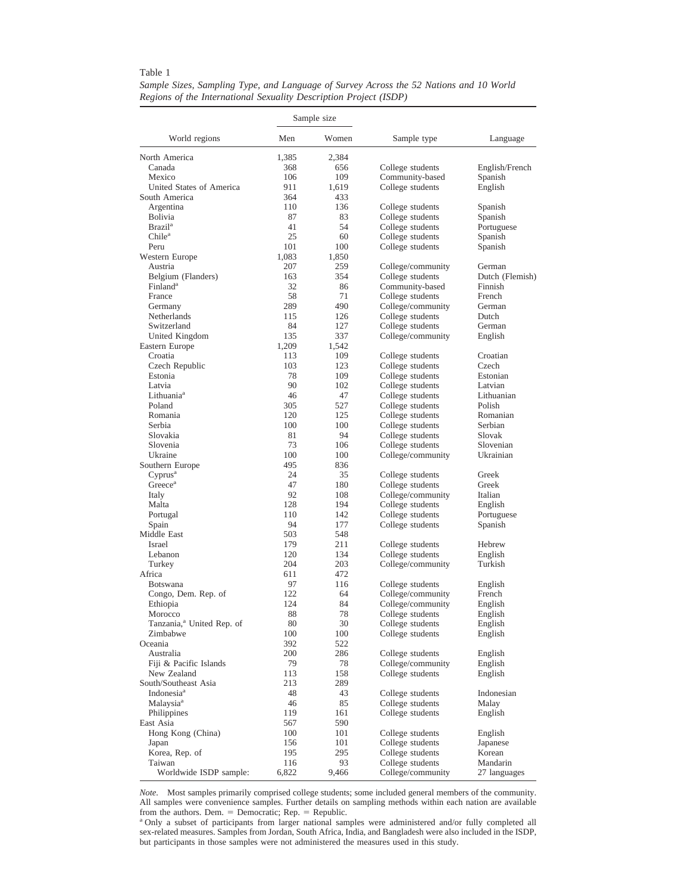Table 1

*Sample Sizes, Sampling Type, and Language of Survey Across the 52 Nations and 10 World Regions of the International Sexuality Description Project (ISDP)*

| World regions | Sample size | | Sample type | Language |
|---|---|---|---|---|
| | Men | Women | | |
| North America | 1,385 | 2,384 | | |
| Canada | 368 | 656 | College students | English/French |
| Mexico | 106 | 109 | Community-based | Spanish |
| United States of America | 911 | 1,619 | College students | English |
| South America | 364 | 433 | | |
| Argentina | 110 | 136 | College students | Spanish |
| Bolivia | 87 | 83 | College students | Spanish |
| Brazil[a] | 41 | 54 | College students | Portuguese |
| Chile[a] | 25 | 60 | College students | Spanish |
| Peru | 101 | 100 | College students | Spanish |
| Western Europe | 1,083 | 1,850 | | |
| Austria | 207 | 259 | College/community | German |
| Belgium (Flanders) | 163 | 354 | College students | Dutch (Flemish) |
| Finland[a] | 32 | 86 | Community-based | Finnish |
| France | 58 | 71 | College students | French |
| Germany | 289 | 490 | College/community | German |
| Netherlands | 115 | 126 | College students | Dutch |
| Switzerland | 84 | 127 | College students | German |
| United Kingdom | 135 | 337 | College/community | English |
| Eastern Europe | 1,209 | 1,542 | | |
| Croatia | 113 | 109 | College students | Croatian |
| Czech Republic | 103 | 123 | College students | Czech |
| Estonia | 78 | 109 | College students | Estonian |
| Latvia | 90 | 102 | College students | Latvian |
| Lithuania[a] | 46 | 47 | College students | Lithuanian |
| Poland | 305 | 527 | College students | Polish |
| Romania | 120 | 125 | College students | Romanian |
| Serbia | 100 | 100 | College students | Serbian |
| Slovakia | 81 | 94 | College students | Slovak |
| Slovenia | 73 | 106 | College students | Slovenian |
| Ukraine | 100 | 100 | College/community | Ukrainian |
| Southern Europe | 495 | 836 | | |
| Cyprus[a] | 24 | 35 | College students | Greek |
| Greece[a] | 47 | 180 | College students | Greek |
| Italy | 92 | 108 | College/community | Italian |
| Malta | 128 | 194 | College students | English |
| Portugal | 110 | 142 | College students | Portuguese |
| Spain | 94 | 177 | College students | Spanish |
| Middle East | 503 | 548 | | |
| Israel | 179 | 211 | College students | Hebrew |
| Lebanon | 120 | 134 | College students | English |
| Turkey | 204 | 203 | College/community | Turkish |
| Africa | 611 | 472 | | |
| Botswana | 97 | 116 | College students | English |
| Congo, Dem. Rep. of | 122 | 64 | College/community | French |
| Ethiopia | 124 | 84 | College/community | English |
| Morocco | 88 | 78 | College students | English |
| Tanzania,[a] United Rep. of | 80 | 30 | College students | English |
| Zimbabwe | 100 | 100 | College students | English |
| Oceania | 392 | 522 | | |
| Australia | 200 | 286 | College students | English |
| Fiji & Pacific Islands | 79 | 78 | College/community | English |
| New Zealand | 113 | 158 | College students | English |
| South/Southeast Asia | 213 | 289 | | |
| Indonesia[a] | 48 | 43 | College students | Indonesian |
| Malaysia[a] | 46 | 85 | College students | Malay |
| Philippines | 119 | 161 | College students | English |
| East Asia | 567 | 590 | | |
| Hong Kong (China) | 100 | 101 | College students | English |
| Japan | 156 | 101 | College students | Japanese |
| Korea, Rep. of | 195 | 295 | College students | Korean |
| Taiwan | 116 | 93 | College students | Mandarin |
| Worldwide ISDP sample: | 6,822 | 9,466 | College/community | 27 languages |

*Note.* Most samples primarily comprised college students; some included general members of the community. All samples were convenience samples. Further details on sampling methods within each nation are available from the authors. Dem. = Democratic; Rep. = Republic.

[a] Only a subset of participants from larger national samples were administered and/or fully completed all sex-related measures. Samples from Jordan, South Africa, India, and Bangladesh were also included in the ISDP, but participants in those samples were not administered the measures used in this study.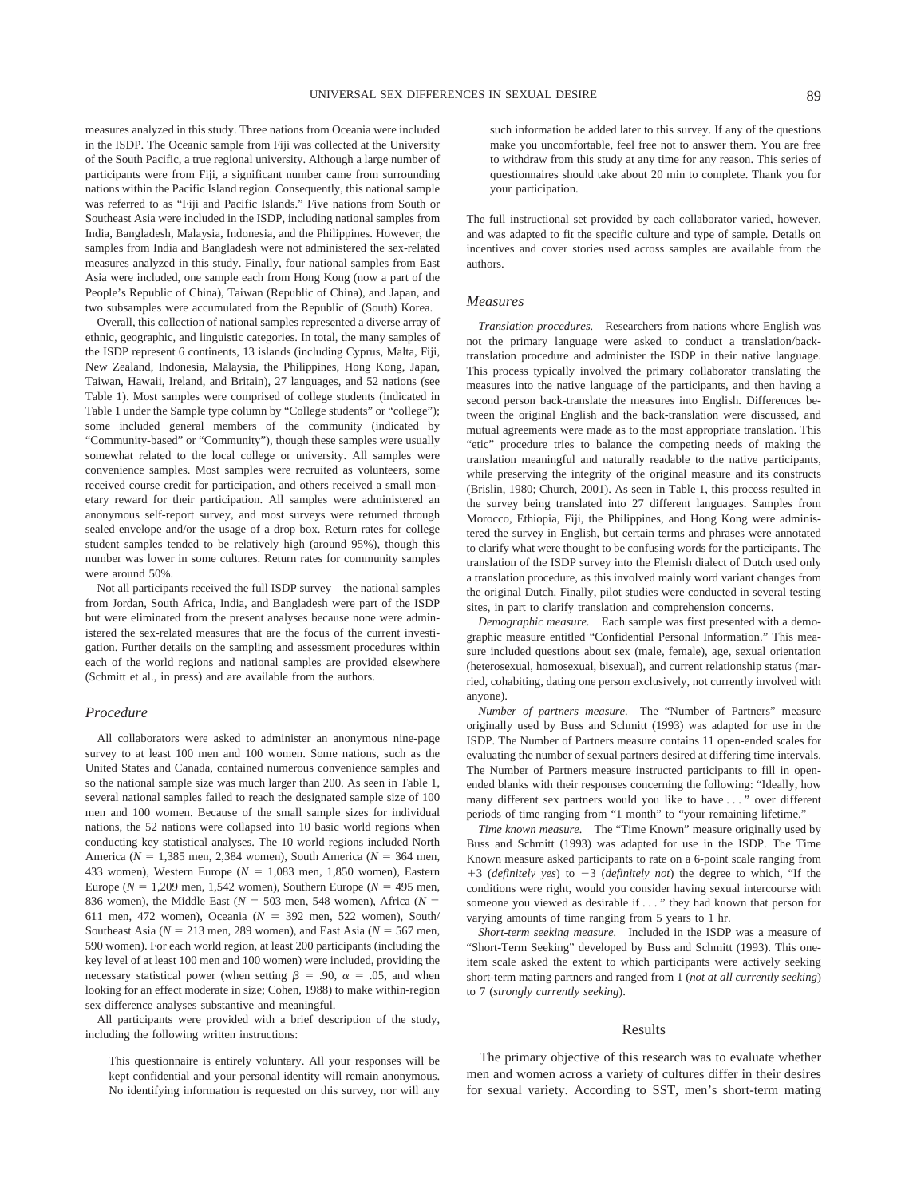measures analyzed in this study. Three nations from Oceania were included in the ISDP. The Oceanic sample from Fiji was collected at the University of the South Pacific, a true regional university. Although a large number of participants were from Fiji, a significant number came from surrounding nations within the Pacific Island region. Consequently, this national sample was referred to as "Fiji and Pacific Islands." Five nations from South or Southeast Asia were included in the ISDP, including national samples from India, Bangladesh, Malaysia, Indonesia, and the Philippines. However, the samples from India and Bangladesh were not administered the sex-related measures analyzed in this study. Finally, four national samples from East Asia were included, one sample each from Hong Kong (now a part of the People's Republic of China), Taiwan (Republic of China), and Japan, and two subsamples were accumulated from the Republic of (South) Korea.

Overall, this collection of national samples represented a diverse array of ethnic, geographic, and linguistic categories. In total, the many samples of the ISDP represent 6 continents, 13 islands (including Cyprus, Malta, Fiji, New Zealand, Indonesia, Malaysia, the Philippines, Hong Kong, Japan, Taiwan, Hawaii, Ireland, and Britain), 27 languages, and 52 nations (see Table 1). Most samples were comprised of college students (indicated in Table 1 under the Sample type column by "College students" or "college"); some included general members of the community (indicated by "Community-based" or "Community"), though these samples were usually somewhat related to the local college or university. All samples were convenience samples. Most samples were recruited as volunteers, some received course credit for participation, and others received a small monetary reward for their participation. All samples were administered an anonymous self-report survey, and most surveys were returned through sealed envelope and/or the usage of a drop box. Return rates for college student samples tended to be relatively high (around 95%), though this number was lower in some cultures. Return rates for community samples were around 50%.

Not all participants received the full ISDP survey—the national samples from Jordan, South Africa, India, and Bangladesh were part of the ISDP but were eliminated from the present analyses because none were administered the sex-related measures that are the focus of the current investigation. Further details on the sampling and assessment procedures within each of the world regions and national samples are provided elsewhere (Schmitt et al., in press) and are available from the authors.

## Procedure

All collaborators were asked to administer an anonymous nine-page survey to at least 100 men and 100 women. Some nations, such as the United States and Canada, contained numerous convenience samples and so the national sample size was much larger than 200. As seen in Table 1, several national samples failed to reach the designated sample size of 100 men and 100 women. Because of the small sample sizes for individual nations, the 52 nations were collapsed into 10 basic world regions when conducting key statistical analyses. The 10 world regions included North America ($N$ = 1,385 men, 2,384 women), South America ($N$ = 364 men, 433 women), Western Europe ($N$ = 1,083 men, 1,850 women), Eastern Europe ($N$ = 1,209 men, 1,542 women), Southern Europe ($N$ = 495 men, 836 women), the Middle East ($N$ = 503 men, 548 women), Africa ($N$ = 611 men, 472 women), Oceania ($N$ = 392 men, 522 women), South/Southeast Asia ($N$ = 213 men, 289 women), and East Asia ($N$ = 567 men, 590 women). For each world region, at least 200 participants (including the key level of at least 100 men and 100 women) were included, providing the necessary statistical power (when setting $\beta = .90$, $\alpha = .05$, and when looking for an effect moderate in size; Cohen, 1988) to make within-region sex-difference analyses substantive and meaningful.

All participants were provided with a brief description of the study, including the following written instructions:

> This questionnaire is entirely voluntary. All your responses will be kept confidential and your personal identity will remain anonymous. No identifying information is requested on this survey, nor will any such information be added later to this survey. If any of the questions make you uncomfortable, feel free not to answer them. You are free to withdraw from this study at any time for any reason. This series of questionnaires should take about 20 min to complete. Thank you for your participation.

The full instructional set provided by each collaborator varied, however, and was adapted to fit the specific culture and type of sample. Details on incentives and cover stories used across samples are available from the authors.

## Measures

*Translation procedures.* Researchers from nations where English was not the primary language were asked to conduct a translation/back-translation procedure and administer the ISDP in their native language. This process typically involved the primary collaborator translating the measures into the native language of the participants, and then having a second person back-translate the measures into English. Differences between the original English and the back-translation were discussed, and mutual agreements were made as to the most appropriate translation. This "etic" procedure tries to balance the competing needs of making the translation meaningful and naturally readable to the native participants, while preserving the integrity of the original measure and its constructs (Brislin, 1980; Church, 2001). As seen in Table 1, this process resulted in the survey being translated into 27 different languages. Samples from Morocco, Ethiopia, Fiji, the Philippines, and Hong Kong were administered the survey in English, but certain terms and phrases were annotated to clarify what were thought to be confusing words for the participants. The translation of the ISDP survey into the Flemish dialect of Dutch used only a translation procedure, as this involved mainly word variant changes from the original Dutch. Finally, pilot studies were conducted in several testing sites, in part to clarify translation and comprehension concerns.

*Demographic measure.* Each sample was first presented with a demographic measure entitled "Confidential Personal Information." This measure included questions about sex (male, female), age, sexual orientation (heterosexual, homosexual, bisexual), and current relationship status (married, cohabiting, dating one person exclusively, not currently involved with anyone).

*Number of partners measure.* The "Number of Partners" measure originally used by Buss and Schmitt (1993) was adapted for use in the ISDP. The Number of Partners measure contains 11 open-ended scales for evaluating the number of sexual partners desired at differing time intervals. The Number of Partners measure instructed participants to fill in open-ended blanks with their responses concerning the following: "Ideally, how many different sex partners would you like to have . . ." over different periods of time ranging from "1 month" to "your remaining lifetime."

*Time known measure.* The "Time Known" measure originally used by Buss and Schmitt (1993) was adapted for use in the ISDP. The Time Known measure asked participants to rate on a 6-point scale ranging from +3 (*definitely yes*) to −3 (*definitely not*) the degree to which, "If the conditions were right, would you consider having sexual intercourse with someone you viewed as desirable if . . ." they had known that person for varying amounts of time ranging from 5 years to 1 hr.

*Short-term seeking measure.* Included in the ISDP was a measure of "Short-Term Seeking" developed by Buss and Schmitt (1993). This one-item scale asked the extent to which participants were actively seeking short-term mating partners and ranged from 1 (*not at all currently seeking*) to 7 (*strongly currently seeking*).

# Results

The primary objective of this research was to evaluate whether men and women across a variety of cultures differ in their desires for sexual variety. According to SST, men's short-term mating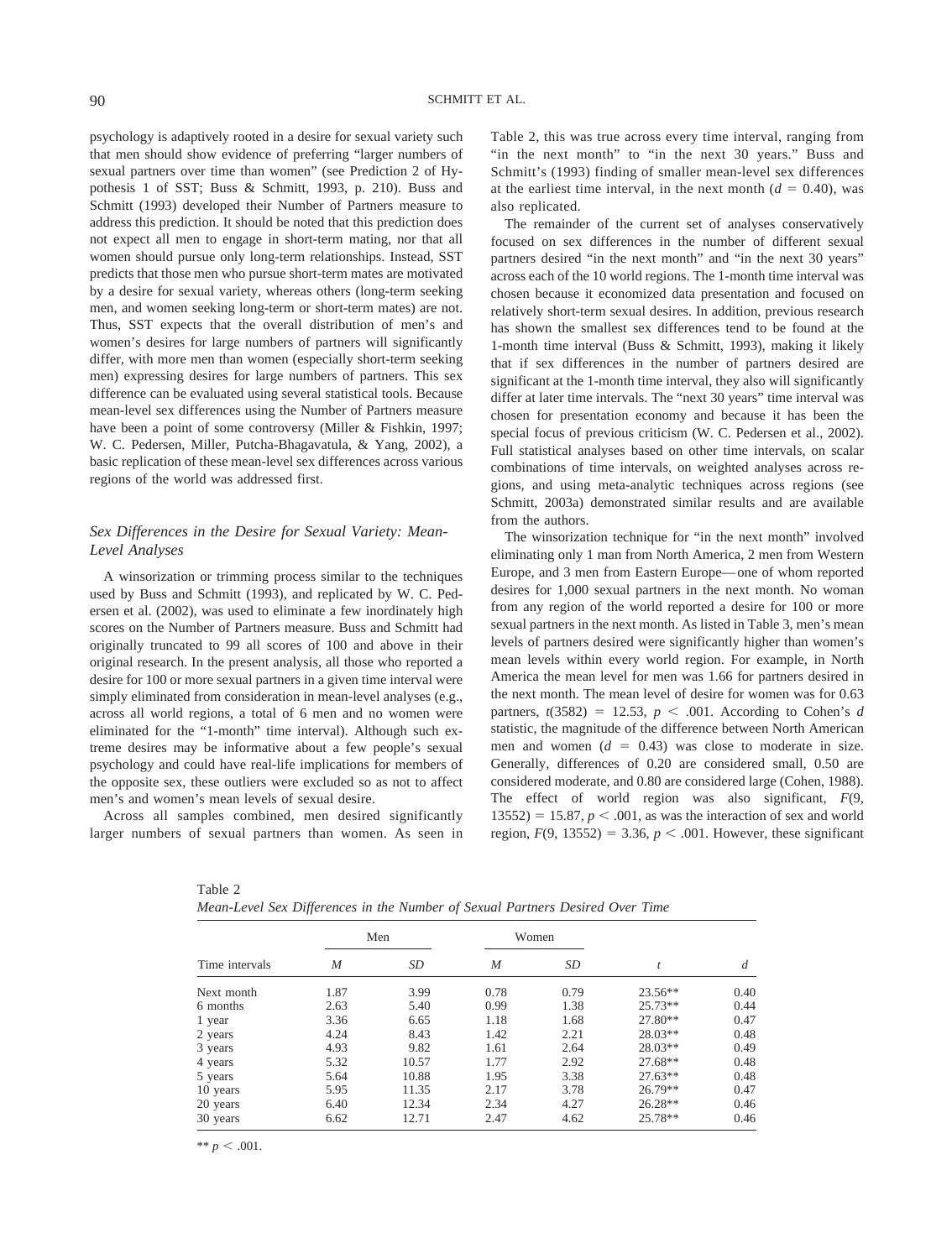psychology is adaptively rooted in a desire for sexual variety such that men should show evidence of preferring "larger numbers of sexual partners over time than women" (see Prediction 2 of Hypothesis 1 of SST; Buss & Schmitt, 1993, p. 210). Buss and Schmitt (1993) developed their Number of Partners measure to address this prediction. It should be noted that this prediction does not expect all men to engage in short-term mating, nor that all women should pursue only long-term relationships. Instead, SST predicts that those men who pursue short-term mates are motivated by a desire for sexual variety, whereas others (long-term seeking men, and women seeking long-term or short-term mates) are not. Thus, SST expects that the overall distribution of men's and women's desires for large numbers of partners will significantly differ, with more men than women (especially short-term seeking men) expressing desires for large numbers of partners. This sex difference can be evaluated using several statistical tools. Because mean-level sex differences using the Number of Partners measure have been a point of some controversy (Miller & Fishkin, 1997; W. C. Pedersen, Miller, Putcha-Bhagavatula, & Yang, 2002), a basic replication of these mean-level sex differences across various regions of the world was addressed first.

### *Sex Differences in the Desire for Sexual Variety: Mean-Level Analyses*

A winsorization or trimming process similar to the techniques used by Buss and Schmitt (1993), and replicated by W. C. Pedersen et al. (2002), was used to eliminate a few inordinately high scores on the Number of Partners measure. Buss and Schmitt had originally truncated to 99 all scores of 100 and above in their original research. In the present analysis, all those who reported a desire for 100 or more sexual partners in a given time interval were simply eliminated from consideration in mean-level analyses (e.g., across all world regions, a total of 6 men and no women were eliminated for the "1-month" time interval). Although such extreme desires may be informative about a few people's sexual psychology and could have real-life implications for members of the opposite sex, these outliers were excluded so as not to affect men's and women's mean levels of sexual desire.

Across all samples combined, men desired significantly larger numbers of sexual partners than women. As seen in Table 2, this was true across every time interval, ranging from "in the next month" to "in the next 30 years." Buss and Schmitt's (1993) finding of smaller mean-level sex differences at the earliest time interval, in the next month ($d = 0.40$), was also replicated.

The remainder of the current set of analyses conservatively focused on sex differences in the number of different sexual partners desired "in the next month" and "in the next 30 years" across each of the 10 world regions. The 1-month time interval was chosen because it economized data presentation and focused on relatively short-term sexual desires. In addition, previous research has shown the smallest sex differences tend to be found at the 1-month time interval (Buss & Schmitt, 1993), making it likely that if sex differences in the number of partners desired are significant at the 1-month time interval, they also will significantly differ at later time intervals. The "next 30 years" time interval was chosen for presentation economy and because it has been the special focus of previous criticism (W. C. Pedersen et al., 2002). Full statistical analyses based on other time intervals, on scalar combinations of time intervals, on weighted analyses across regions, and using meta-analytic techniques across regions (see Schmitt, 2003a) demonstrated similar results and are available from the authors.

The winsorization technique for "in the next month" involved eliminating only 1 man from North America, 2 men from Western Europe, and 3 men from Eastern Europe—one of whom reported desires for 1,000 sexual partners in the next month. No woman from any region of the world reported a desire for 100 or more sexual partners in the next month. As listed in Table 3, men's mean levels of partners desired were significantly higher than women's mean levels within every world region. For example, in North America the mean level for men was 1.66 for partners desired in the next month. The mean level of desire for women was for 0.63 partners, $t(3582) = 12.53$, $p < .001$. According to Cohen's $d$ statistic, the magnitude of the difference between North American men and women ($d = 0.43$) was close to moderate in size. Generally, differences of 0.20 are considered small, 0.50 are considered moderate, and 0.80 are considered large (Cohen, 1988). The effect of world region was also significant, $F(9, 13552) = 15.87$, $p < .001$, as was the interaction of sex and world region, $F(9, 13552) = 3.36$, $p < .001$. However, these significant

Table 2
*Mean-Level Sex Differences in the Number of Sexual Partners Desired Over Time*

| | Men | | Women | | | |
|---|---|---|---|---|---|---|
| Time intervals | *M* | *SD* | *M* | *SD* | *t* | *d* |
| Next month | 1.87 | 3.99 | 0.78 | 0.79 | 23.56** | 0.40 |
| 6 months | 2.63 | 5.40 | 0.99 | 1.38 | 25.73** | 0.44 |
| 1 year | 3.36 | 6.65 | 1.18 | 1.68 | 27.80** | 0.47 |
| 2 years | 4.24 | 8.43 | 1.42 | 2.21 | 28.03** | 0.48 |
| 3 years | 4.93 | 9.82 | 1.61 | 2.64 | 28.03** | 0.49 |
| 4 years | 5.32 | 10.57 | 1.77 | 2.92 | 27.68** | 0.48 |
| 5 years | 5.64 | 10.88 | 1.95 | 3.38 | 27.63** | 0.48 |
| 10 years | 5.95 | 11.35 | 2.17 | 3.78 | 26.79** | 0.47 |
| 20 years | 6.40 | 12.34 | 2.34 | 4.27 | 26.28** | 0.46 |
| 30 years | 6.62 | 12.71 | 2.47 | 4.62 | 25.78** | 0.46 |

** $p < .001$.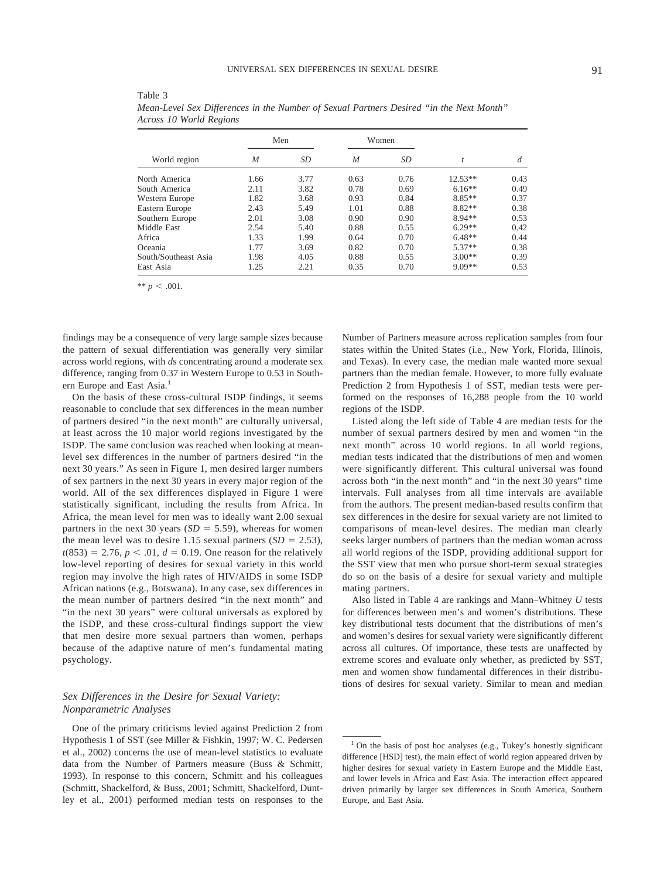Table 3
*Mean-Level Sex Differences in the Number of Sexual Partners Desired "in the Next Month" Across 10 World Regions*

| World region | Men | | Women | | | |
|---|---|---|---|---|---|---|
| | *M* | *SD* | *M* | *SD* | *t* | *d* |
| North America | 1.66 | 3.77 | 0.63 | 0.76 | 12.53** | 0.43 |
| South America | 2.11 | 3.82 | 0.78 | 0.69 | 6.16** | 0.49 |
| Western Europe | 1.82 | 3.68 | 0.93 | 0.84 | 8.85** | 0.37 |
| Eastern Europe | 2.43 | 5.49 | 1.01 | 0.88 | 8.82** | 0.38 |
| Southern Europe | 2.01 | 3.08 | 0.90 | 0.90 | 8.94** | 0.53 |
| Middle East | 2.54 | 5.40 | 0.88 | 0.55 | 6.29** | 0.42 |
| Africa | 1.33 | 1.99 | 0.64 | 0.70 | 6.48** | 0.44 |
| Oceania | 1.77 | 3.69 | 0.82 | 0.70 | 5.37** | 0.38 |
| South/Southeast Asia | 1.98 | 4.05 | 0.88 | 0.55 | 3.00** | 0.39 |
| East Asia | 1.25 | 2.21 | 0.35 | 0.70 | 9.09** | 0.53 |

** $p < .001$.

findings may be a consequence of very large sample sizes because the pattern of sexual differentiation was generally very similar across world regions, with *d*s concentrating around a moderate sex difference, ranging from 0.37 in Western Europe to 0.53 in Southern Europe and East Asia.[1]

On the basis of these cross-cultural ISDP findings, it seems reasonable to conclude that sex differences in the mean number of partners desired "in the next month" are culturally universal, at least across the 10 major world regions investigated by the ISDP. The same conclusion was reached when looking at mean-level sex differences in the number of partners desired "in the next 30 years." As seen in Figure 1, men desired larger numbers of sex partners in the next 30 years in every major region of the world. All of the sex differences displayed in Figure 1 were statistically significant, including the results from Africa. In Africa, the mean level for men was to ideally want 2.00 sexual partners in the next 30 years ($SD = 5.59$), whereas for women the mean level was to desire 1.15 sexual partners ($SD = 2.53$), $t(853) = 2.76$, $p < .01$, $d = 0.19$. One reason for the relatively low-level reporting of desires for sexual variety in this world region may involve the high rates of HIV/AIDS in some ISDP African nations (e.g., Botswana). In any case, sex differences in the mean number of partners desired "in the next month" and "in the next 30 years" were cultural universals as explored by the ISDP, and these cross-cultural findings support the view that men desire more sexual partners than women, perhaps because of the adaptive nature of men's fundamental mating psychology.

### *Sex Differences in the Desire for Sexual Variety: Nonparametric Analyses*

One of the primary criticisms levied against Prediction 2 from Hypothesis 1 of SST (see Miller & Fishkin, 1997; W. C. Pedersen et al., 2002) concerns the use of mean-level statistics to evaluate data from the Number of Partners measure (Buss & Schmitt, 1993). In response to this concern, Schmitt and his colleagues (Schmitt, Shackelford, & Buss, 2001; Schmitt, Shackelford, Duntley et al., 2001) performed median tests on responses to the Number of Partners measure across replication samples from four states within the United States (i.e., New York, Florida, Illinois, and Texas). In every case, the median male wanted more sexual partners than the median female. However, to more fully evaluate Prediction 2 from Hypothesis 1 of SST, median tests were performed on the responses of 16,288 people from the 10 world regions of the ISDP.

Listed along the left side of Table 4 are median tests for the number of sexual partners desired by men and women "in the next month" across 10 world regions. In all world regions, median tests indicated that the distributions of men and women were significantly different. This cultural universal was found across both "in the next month" and "in the next 30 years" time intervals. Full analyses from all time intervals are available from the authors. The present median-based results confirm that sex differences in the desire for sexual variety are not limited to comparisons of mean-level desires. The median man clearly seeks larger numbers of partners than the median woman across all world regions of the ISDP, providing additional support for the SST view that men who pursue short-term sexual strategies do so on the basis of a desire for sexual variety and multiple mating partners.

Also listed in Table 4 are rankings and Mann–Whitney *U* tests for differences between men's and women's distributions. These key distributional tests document that the distributions of men's and women's desires for sexual variety were significantly different across all cultures. Of importance, these tests are unaffected by extreme scores and evaluate only whether, as predicted by SST, men and women show fundamental differences in their distributions of desires for sexual variety. Similar to mean and median

[1] On the basis of post hoc analyses (e.g., Tukey's honestly significant difference [HSD] test), the main effect of world region appeared driven by higher desires for sexual variety in Eastern Europe and the Middle East, and lower levels in Africa and East Asia. The interaction effect appeared driven primarily by larger sex differences in South America, Southern Europe, and East Asia.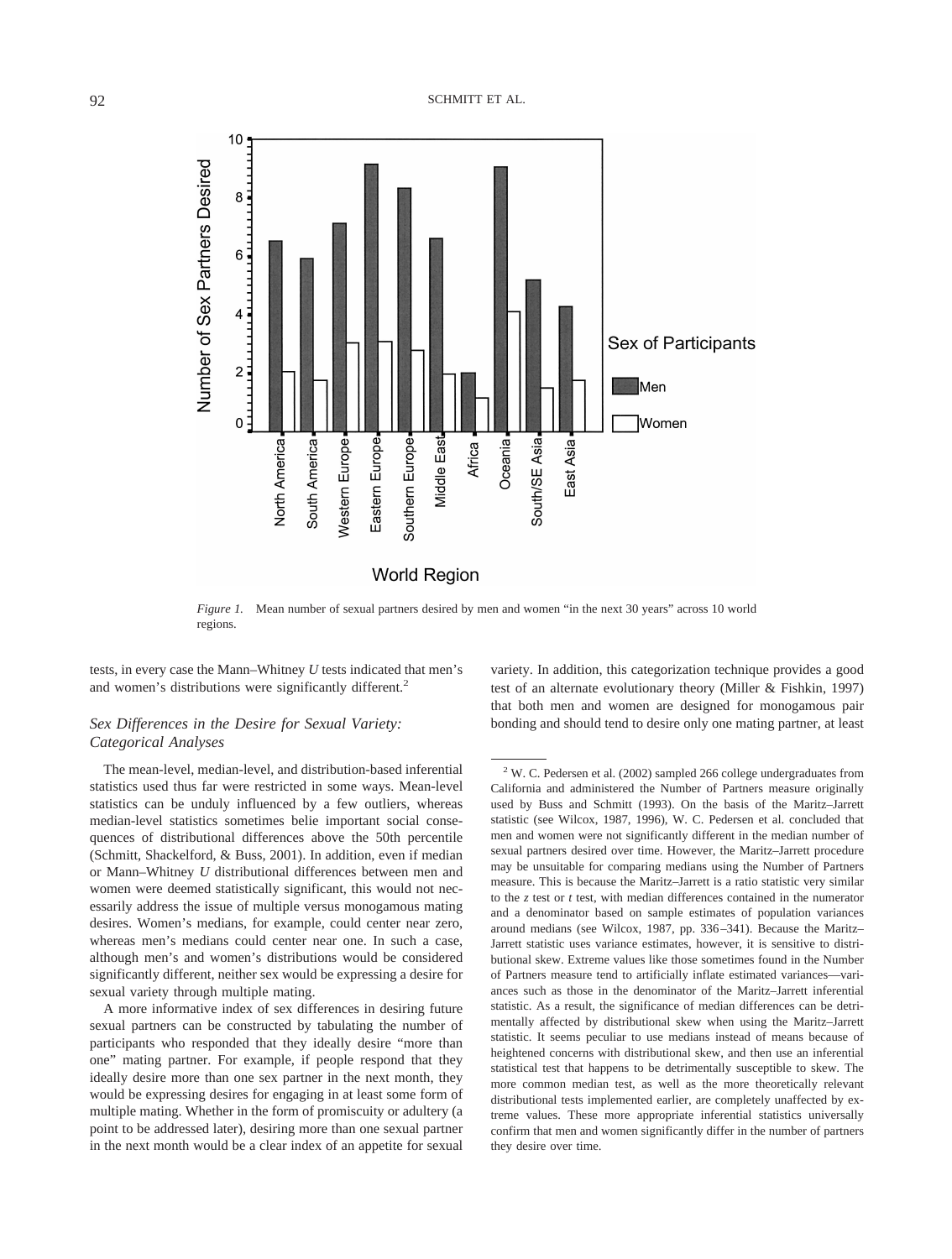*Figure 1.* Mean number of sexual partners desired by men and women "in the next 30 years" across 10 world regions.

tests, in every case the Mann–Whitney *U* tests indicated that men's and women's distributions were significantly different.[2]

### *Sex Differences in the Desire for Sexual Variety: Categorical Analyses*

The mean-level, median-level, and distribution-based inferential statistics used thus far were restricted in some ways. Mean-level statistics can be unduly influenced by a few outliers, whereas median-level statistics sometimes belie important social consequences of distributional differences above the 50th percentile (Schmitt, Shackelford, & Buss, 2001). In addition, even if median or Mann–Whitney *U* distributional differences between men and women were deemed statistically significant, this would not necessarily address the issue of multiple versus monogamous mating desires. Women's medians, for example, could center near zero, whereas men's medians could center near one. In such a case, although men's and women's distributions would be considered significantly different, neither sex would be expressing a desire for sexual variety through multiple mating.

A more informative index of sex differences in desiring future sexual partners can be constructed by tabulating the number of participants who responded that they ideally desire "more than one" mating partner. For example, if people respond that they ideally desire more than one sex partner in the next month, they would be expressing desires for engaging in at least some form of multiple mating. Whether in the form of promiscuity or adultery (a point to be addressed later), desiring more than one sexual partner in the next month would be a clear index of an appetite for sexual variety. In addition, this categorization technique provides a good test of an alternate evolutionary theory (Miller & Fishkin, 1997) that both men and women are designed for monogamous pair bonding and should tend to desire only one mating partner, at least

[2] W. C. Pedersen et al. (2002) sampled 266 college undergraduates from California and administered the Number of Partners measure originally used by Buss and Schmitt (1993). On the basis of the Maritz–Jarrett statistic (see Wilcox, 1987, 1996), W. C. Pedersen et al. concluded that men and women were not significantly different in the median number of sexual partners desired over time. However, the Maritz–Jarrett procedure may be unsuitable for comparing medians using the Number of Partners measure. This is because the Maritz–Jarrett is a ratio statistic very similar to the *z* test or *t* test, with median differences contained in the numerator and a denominator based on sample estimates of population variances around medians (see Wilcox, 1987, pp. 336–341). Because the Maritz–Jarrett statistic uses variance estimates, however, it is sensitive to distributional skew. Extreme values like those sometimes found in the Number of Partners measure tend to artificially inflate estimated variances—variances such as those in the denominator of the Maritz–Jarrett inferential statistic. As a result, the significance of median differences can be detrimentally affected by distributional skew when using the Maritz–Jarrett statistic. It seems peculiar to use medians instead of means because of heightened concerns with distributional skew, and then use an inferential statistical test that happens to be detrimentally susceptible to skew. The more common median test, as well as the more theoretically relevant distributional tests implemented earlier, are completely unaffected by extreme values. These more appropriate inferential statistics universally confirm that men and women significantly differ in the number of partners they desire over time.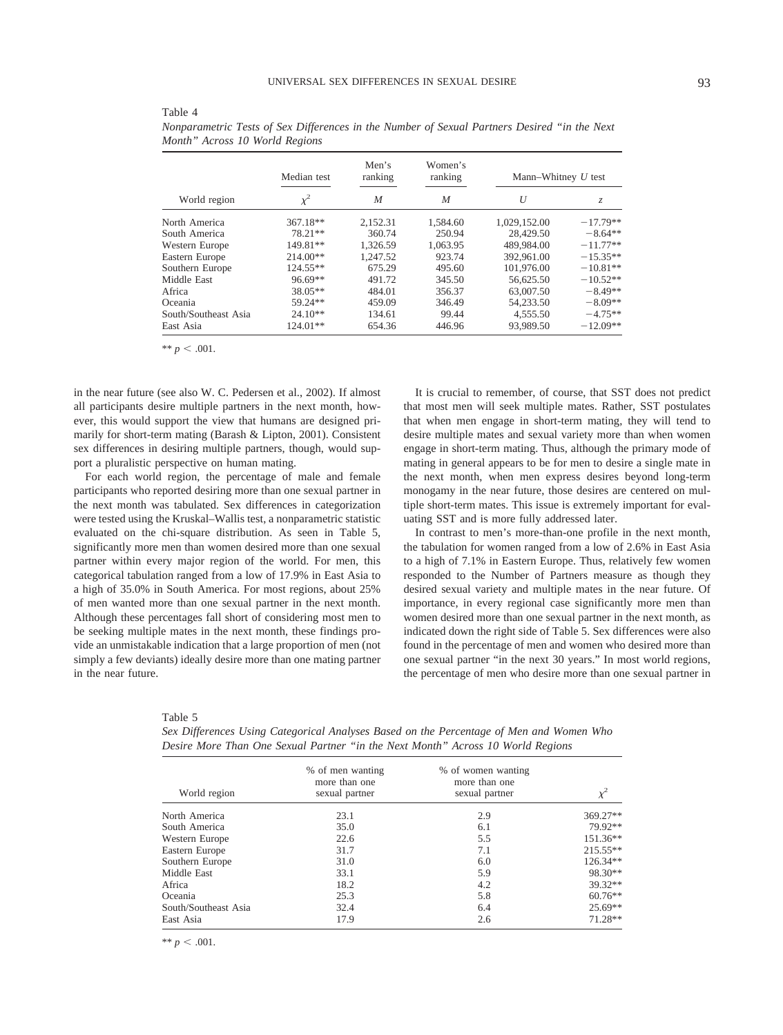Table 4

*Nonparametric Tests of Sex Differences in the Number of Sexual Partners Desired "in the Next Month" Across 10 World Regions*

| World region | Median test | Men's ranking | Women's ranking | Mann–Whitney *U* test | |
|---|---|---|---|---|---|
| | $\chi^2$ | *M* | *M* | *U* | *z* |
| North America | 367.18** | 2,152.31 | 1,584.60 | 1,029,152.00 | −17.79** |
| South America | 78.21** | 360.74 | 250.94 | 28,429.50 | −8.64** |
| Western Europe | 149.81** | 1,326.59 | 1,063.95 | 489,984.00 | −11.77** |
| Eastern Europe | 214.00** | 1,247.52 | 923.74 | 392,961.00 | −15.35** |
| Southern Europe | 124.55** | 675.29 | 495.60 | 101,976.00 | −10.81** |
| Middle East | 96.69** | 491.72 | 345.50 | 56,625.50 | −10.52** |
| Africa | 38.05** | 484.01 | 356.37 | 63,007.50 | −8.49** |
| Oceania | 59.24** | 459.09 | 346.49 | 54,233.50 | −8.09** |
| South/Southeast Asia | 24.10** | 134.61 | 99.44 | 4,555.50 | −4.75** |
| East Asia | 124.01** | 654.36 | 446.96 | 93,989.50 | −12.09** |

** $p < .001$.

in the near future (see also W. C. Pedersen et al., 2002). If almost all participants desire multiple partners in the next month, however, this would support the view that humans are designed primarily for short-term mating (Barash & Lipton, 2001). Consistent sex differences in desiring multiple partners, though, would support a pluralistic perspective on human mating.

For each world region, the percentage of male and female participants who reported desiring more than one sexual partner in the next month was tabulated. Sex differences in categorization were tested using the Kruskal–Wallis test, a nonparametric statistic evaluated on the chi-square distribution. As seen in Table 5, significantly more men than women desired more than one sexual partner within every major region of the world. For men, this categorical tabulation ranged from a low of 17.9% in East Asia to a high of 35.0% in South America. For most regions, about 25% of men wanted more than one sexual partner in the next month. Although these percentages fall short of considering most men to be seeking multiple mates in the next month, these findings provide an unmistakable indication that a large proportion of men (not simply a few deviants) ideally desire more than one mating partner in the near future.

It is crucial to remember, of course, that SST does not predict that most men will seek multiple mates. Rather, SST postulates that when men engage in short-term mating, they will tend to desire multiple mates and sexual variety more than when women engage in short-term mating. Thus, although the primary mode of mating in general appears to be for men to desire a single mate in the next month, when men express desires beyond long-term monogamy in the near future, those desires are centered on multiple short-term mates. This issue is extremely important for evaluating SST and is more fully addressed later.

In contrast to men's more-than-one profile in the next month, the tabulation for women ranged from a low of 2.6% in East Asia to a high of 7.1% in Eastern Europe. Thus, relatively few women responded to the Number of Partners measure as though they desired sexual variety and multiple mates in the near future. Of importance, in every regional case significantly more men than women desired more than one sexual partner in the next month, as indicated down the right side of Table 5. Sex differences were also found in the percentage of men and women who desired more than one sexual partner "in the next 30 years." In most world regions, the percentage of men who desire more than one sexual partner in

Table 5

*Sex Differences Using Categorical Analyses Based on the Percentage of Men and Women Who Desire More Than One Sexual Partner "in the Next Month" Across 10 World Regions*

| World region | % of men wanting more than one sexual partner | % of women wanting more than one sexual partner | $\chi^2$ |
|---|---|---|---|
| North America | 23.1 | 2.9 | 369.27** |
| South America | 35.0 | 6.1 | 79.92** |
| Western Europe | 22.6 | 5.5 | 151.36** |
| Eastern Europe | 31.7 | 7.1 | 215.55** |
| Southern Europe | 31.0 | 6.0 | 126.34** |
| Middle East | 33.1 | 5.9 | 98.30** |
| Africa | 18.2 | 4.2 | 39.32** |
| Oceania | 25.3 | 5.8 | 60.76** |
| South/Southeast Asia | 32.4 | 6.4 | 25.69** |
| East Asia | 17.9 | 2.6 | 71.28** |

** $p < .001$.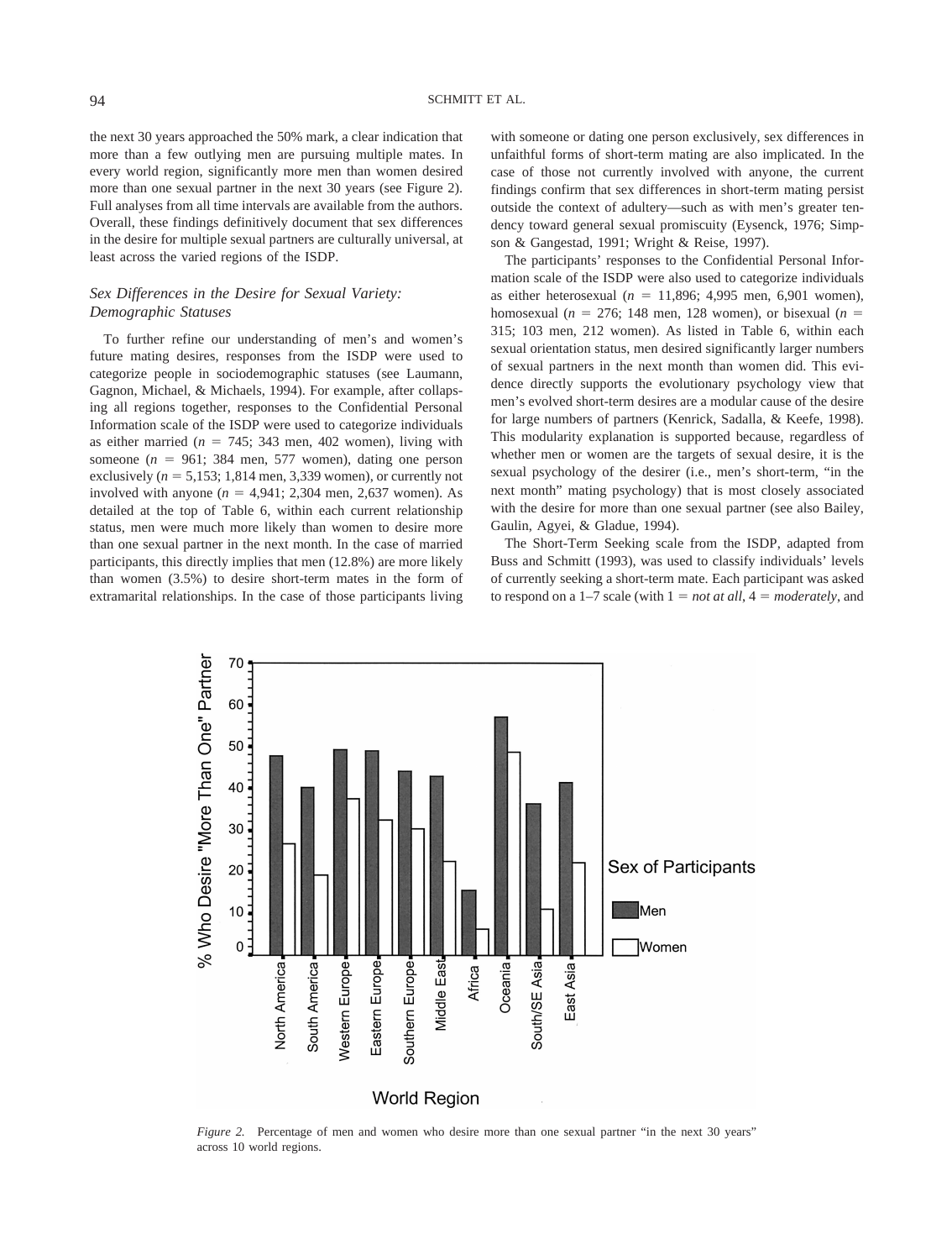the next 30 years approached the 50% mark, a clear indication that more than a few outlying men are pursuing multiple mates. In every world region, significantly more men than women desired more than one sexual partner in the next 30 years (see Figure 2). Full analyses from all time intervals are available from the authors. Overall, these findings definitively document that sex differences in the desire for multiple sexual partners are culturally universal, at least across the varied regions of the ISDP.

### *Sex Differences in the Desire for Sexual Variety: Demographic Statuses*

To further refine our understanding of men's and women's future mating desires, responses from the ISDP were used to categorize people in sociodemographic statuses (see Laumann, Gagnon, Michael, & Michaels, 1994). For example, after collapsing all regions together, responses to the Confidential Personal Information scale of the ISDP were used to categorize individuals as either married ($n$ = 745; 343 men, 402 women), living with someone ($n$ = 961; 384 men, 577 women), dating one person exclusively ($n$ = 5,153; 1,814 men, 3,339 women), or currently not involved with anyone ($n$ = 4,941; 2,304 men, 2,637 women). As detailed at the top of Table 6, within each current relationship status, men were much more likely than women to desire more than one sexual partner in the next month. In the case of married participants, this directly implies that men (12.8%) are more likely than women (3.5%) to desire short-term mates in the form of extramarital relationships. In the case of those participants living with someone or dating one person exclusively, sex differences in unfaithful forms of short-term mating are also implicated. In the case of those not currently involved with anyone, the current findings confirm that sex differences in short-term mating persist outside the context of adultery—such as with men's greater tendency toward general sexual promiscuity (Eysenck, 1976; Simpson & Gangestad, 1991; Wright & Reise, 1997).

The participants' responses to the Confidential Personal Information scale of the ISDP were also used to categorize individuals as either heterosexual ($n$ = 11,896; 4,995 men, 6,901 women), homosexual ($n$ = 276; 148 men, 128 women), or bisexual ($n$ = 315; 103 men, 212 women). As listed in Table 6, within each sexual orientation status, men desired significantly larger numbers of sexual partners in the next month than women did. This evidence directly supports the evolutionary psychology view that men's evolved short-term desires are a modular cause of the desire for large numbers of partners (Kenrick, Sadalla, & Keefe, 1998). This modularity explanation is supported because, regardless of whether men or women are the targets of sexual desire, it is the sexual psychology of the desirer (i.e., men's short-term, "in the next month" mating psychology) that is most closely associated with the desire for more than one sexual partner (see also Bailey, Gaulin, Agyei, & Gladue, 1994).

The Short-Term Seeking scale from the ISDP, adapted from Buss and Schmitt (1993), was used to classify individuals' levels of currently seeking a short-term mate. Each participant was asked to respond on a 1–7 scale (with 1 = *not at all*, 4 = *moderately*, and

*Figure 2.* Percentage of men and women who desire more than one sexual partner "in the next 30 years" across 10 world regions.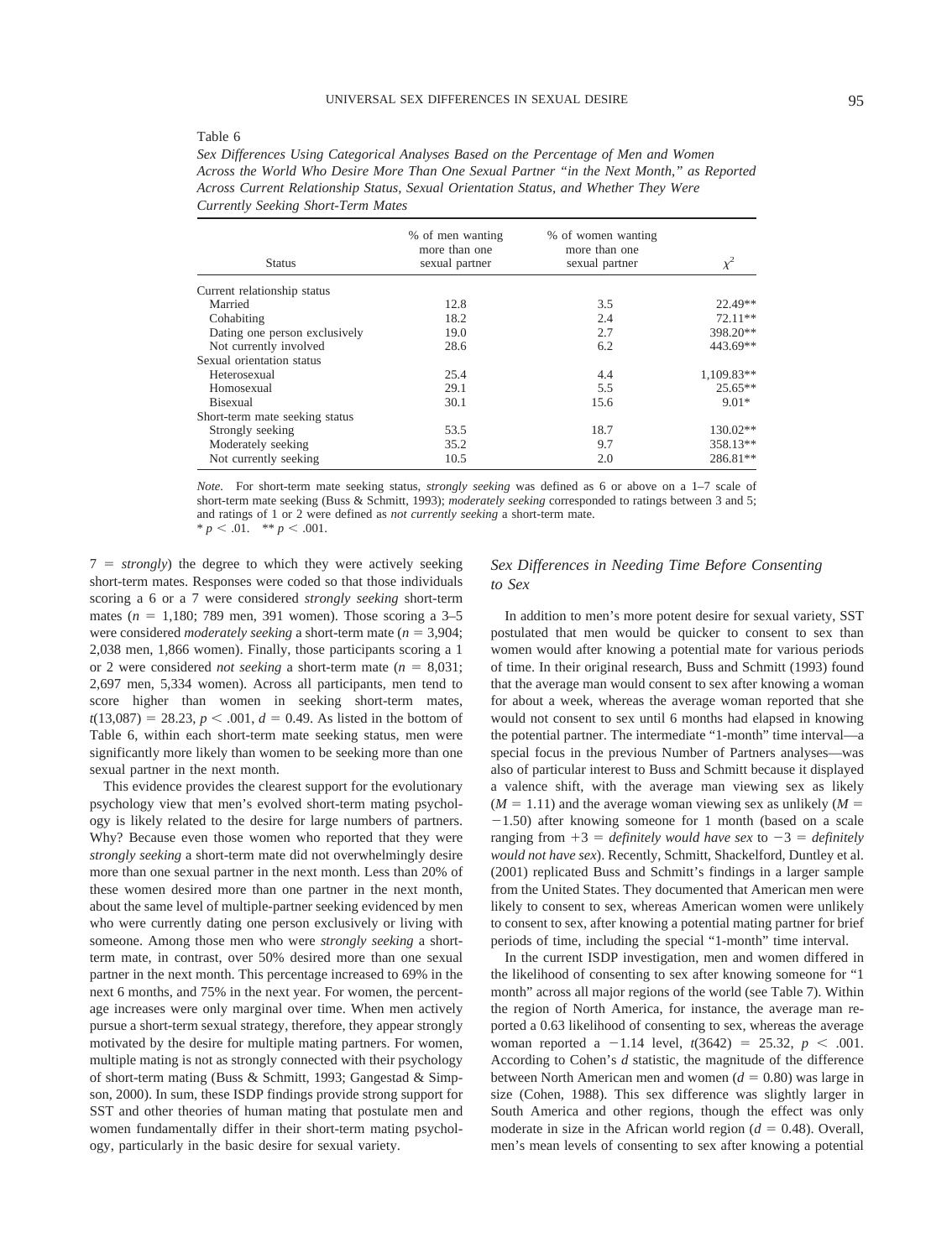Table 6

*Sex Differences Using Categorical Analyses Based on the Percentage of Men and Women Across the World Who Desire More Than One Sexual Partner "in the Next Month," as Reported Across Current Relationship Status, Sexual Orientation Status, and Whether They Were Currently Seeking Short-Term Mates*

| Status | % of men wanting more than one sexual partner | % of women wanting more than one sexual partner | $\chi^2$ |
|---|---|---|---|
| Current relationship status | | | |
| Married | 12.8 | 3.5 | 22.49** |
| Cohabiting | 18.2 | 2.4 | 72.11** |
| Dating one person exclusively | 19.0 | 2.7 | 398.20** |
| Not currently involved | 28.6 | 6.2 | 443.69** |
| Sexual orientation status | | | |
| Heterosexual | 25.4 | 4.4 | 1,109.83** |
| Homosexual | 29.1 | 5.5 | 25.65** |
| Bisexual | 30.1 | 15.6 | 9.01* |
| Short-term mate seeking status | | | |
| Strongly seeking | 53.5 | 18.7 | 130.02** |
| Moderately seeking | 35.2 | 9.7 | 358.13** |
| Not currently seeking | 10.5 | 2.0 | 286.81** |

*Note.* For short-term mate seeking status, *strongly seeking* was defined as 6 or above on a 1–7 scale of short-term mate seeking (Buss & Schmitt, 1993); *moderately seeking* corresponded to ratings between 3 and 5; and ratings of 1 or 2 were defined as *not currently seeking* a short-term mate.
* $p < .01$. ** $p < .001$.

7 = *strongly*) the degree to which they were actively seeking short-term mates. Responses were coded so that those individuals scoring a 6 or a 7 were considered *strongly seeking* short-term mates ($n = 1{,}180$; 789 men, 391 women). Those scoring a 3–5 were considered *moderately seeking* a short-term mate ($n = 3{,}904$; 2,038 men, 1,866 women). Finally, those participants scoring a 1 or 2 were considered *not seeking* a short-term mate ($n = 8{,}031$; 2,697 men, 5,334 women). Across all participants, men tend to score higher than women in seeking short-term mates, $t(13{,}087) = 28.23$, $p < .001$, $d = 0.49$. As listed in the bottom of Table 6, within each short-term mate seeking status, men were significantly more likely than women to be seeking more than one sexual partner in the next month.

This evidence provides the clearest support for the evolutionary psychology view that men's evolved short-term mating psychology is likely related to the desire for large numbers of partners. Why? Because even those women who reported that they were *strongly seeking* a short-term mate did not overwhelmingly desire more than one sexual partner in the next month. Less than 20% of these women desired more than one partner in the next month, about the same level of multiple-partner seeking evidenced by men who were currently dating one person exclusively or living with someone. Among those men who were *strongly seeking* a short-term mate, in contrast, over 50% desired more than one sexual partner in the next month. This percentage increased to 69% in the next 6 months, and 75% in the next year. For women, the percentage increases were only marginal over time. When men actively pursue a short-term sexual strategy, therefore, they appear strongly motivated by the desire for multiple mating partners. For women, multiple mating is not as strongly connected with their psychology of short-term mating (Buss & Schmitt, 1993; Gangestad & Simpson, 2000). In sum, these ISDP findings provide strong support for SST and other theories of human mating that postulate men and women fundamentally differ in their short-term mating psychology, particularly in the basic desire for sexual variety.

### *Sex Differences in Needing Time Before Consenting to Sex*

In addition to men's more potent desire for sexual variety, SST postulated that men would be quicker to consent to sex than women would after knowing a potential mate for various periods of time. In their original research, Buss and Schmitt (1993) found that the average man would consent to sex after knowing a woman for about a week, whereas the average woman reported that she would not consent to sex until 6 months had elapsed in knowing the potential partner. The intermediate "1-month" time interval—a special focus in the previous Number of Partners analyses—was also of particular interest to Buss and Schmitt because it displayed a valence shift, with the average man viewing sex as likely ($M = 1.11$) and the average woman viewing sex as unlikely ($M = -1.50$) after knowing someone for 1 month (based on a scale ranging from $+3$ = *definitely would have sex* to $-3$ = *definitely would not have sex*). Recently, Schmitt, Shackelford, Duntley et al. (2001) replicated Buss and Schmitt's findings in a larger sample from the United States. They documented that American men were likely to consent to sex, whereas American women were unlikely to consent to sex, after knowing a potential mating partner for brief periods of time, including the special "1-month" time interval.

In the current ISDP investigation, men and women differed in the likelihood of consenting to sex after knowing someone for "1 month" across all major regions of the world (see Table 7). Within the region of North America, for instance, the average man reported a 0.63 likelihood of consenting to sex, whereas the average woman reported a $-1.14$ level, $t(3642) = 25.32$, $p < .001$. According to Cohen's $d$ statistic, the magnitude of the difference between North American men and women ($d = 0.80$) was large in size (Cohen, 1988). This sex difference was slightly larger in South America and other regions, though the effect was only moderate in size in the African world region ($d = 0.48$). Overall, men's mean levels of consenting to sex after knowing a potential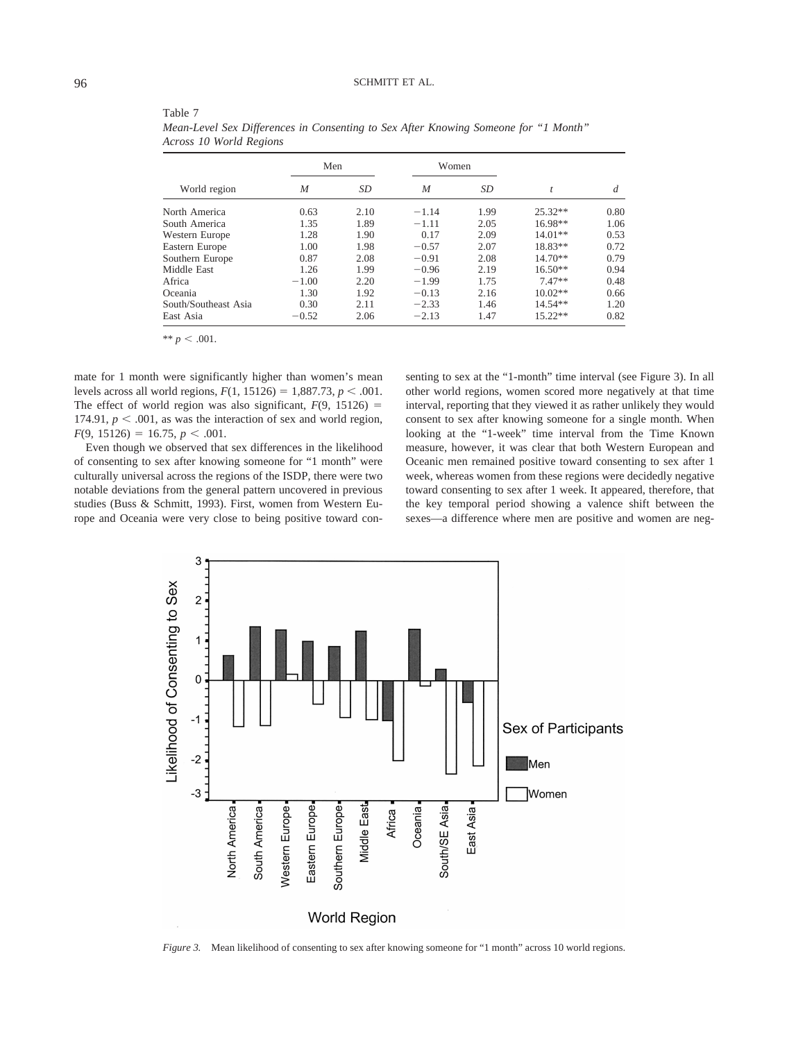Table 7
*Mean-Level Sex Differences in Consenting to Sex After Knowing Someone for "1 Month" Across 10 World Regions*

| World region | Men | | Women | | | |
|---|---|---|---|---|---|---|
| | *M* | *SD* | *M* | *SD* | *t* | *d* |
| North America | 0.63 | 2.10 | −1.14 | 1.99 | 25.32** | 0.80 |
| South America | 1.35 | 1.89 | −1.11 | 2.05 | 16.98** | 1.06 |
| Western Europe | 1.28 | 1.90 | 0.17 | 2.09 | 14.01** | 0.53 |
| Eastern Europe | 1.00 | 1.98 | −0.57 | 2.07 | 18.83** | 0.72 |
| Southern Europe | 0.87 | 2.08 | −0.91 | 2.08 | 14.70** | 0.79 |
| Middle East | 1.26 | 1.99 | −0.96 | 2.19 | 16.50** | 0.94 |
| Africa | −1.00 | 2.20 | −1.99 | 1.75 | 7.47** | 0.48 |
| Oceania | 1.30 | 1.92 | −0.13 | 2.16 | 10.02** | 0.66 |
| South/Southeast Asia | 0.30 | 2.11 | −2.33 | 1.46 | 14.54** | 1.20 |
| East Asia | −0.52 | 2.06 | −2.13 | 1.47 | 15.22** | 0.82 |

** $p < .001$.

mate for 1 month were significantly higher than women's mean levels across all world regions, $F(1, 15126) = 1{,}887.73$, $p < .001$. The effect of world region was also significant, $F(9, 15126) = 174.91$, $p < .001$, as was the interaction of sex and world region, $F(9, 15126) = 16.75$, $p < .001$.

Even though we observed that sex differences in the likelihood of consenting to sex after knowing someone for "1 month" were culturally universal across the regions of the ISDP, there were two notable deviations from the general pattern uncovered in previous studies (Buss & Schmitt, 1993). First, women from Western Europe and Oceania were very close to being positive toward consenting to sex at the "1-month" time interval (see Figure 3). In all other world regions, women scored more negatively at that time interval, reporting that they viewed it as rather unlikely they would consent to sex after knowing someone for a single month. When looking at the "1-week" time interval from the Time Known measure, however, it was clear that both Western European and Oceanic men remained positive toward consenting to sex after 1 week, whereas women from these regions were decidedly negative toward consenting to sex after 1 week. It appeared, therefore, that the key temporal period showing a valence shift between the sexes—a difference where men are positive and women are neg-

*Figure 3.* Mean likelihood of consenting to sex after knowing someone for "1 month" across 10 world regions.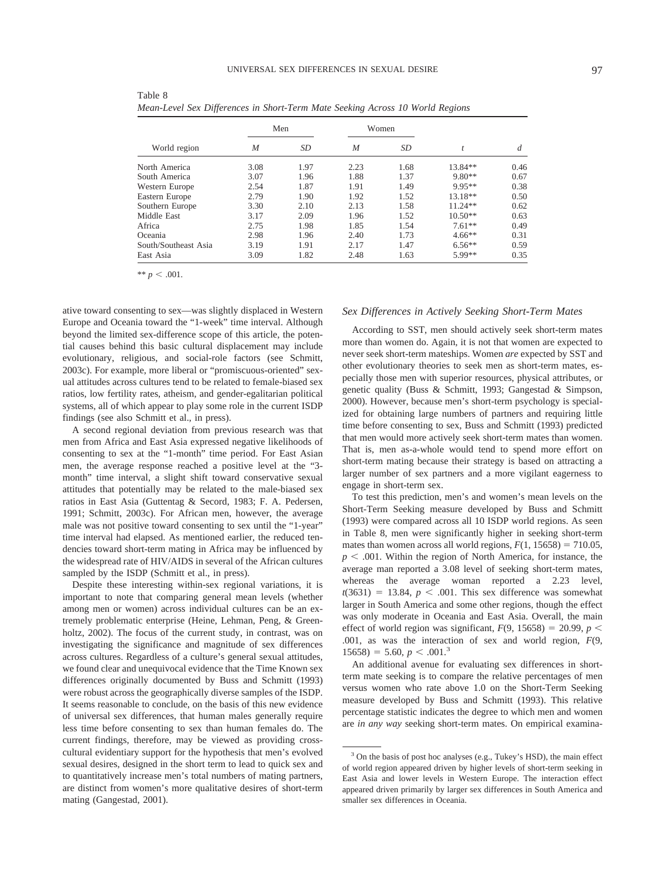Table 8
*Mean-Level Sex Differences in Short-Term Mate Seeking Across 10 World Regions*

| World region | Men | | Women | | | |
|---|---|---|---|---|---|---|
| | *M* | *SD* | *M* | *SD* | *t* | *d* |
| North America | 3.08 | 1.97 | 2.23 | 1.68 | 13.84** | 0.46 |
| South America | 3.07 | 1.96 | 1.88 | 1.37 | 9.80** | 0.67 |
| Western Europe | 2.54 | 1.87 | 1.91 | 1.49 | 9.95** | 0.38 |
| Eastern Europe | 2.79 | 1.90 | 1.92 | 1.52 | 13.18** | 0.50 |
| Southern Europe | 3.30 | 2.10 | 2.13 | 1.58 | 11.24** | 0.62 |
| Middle East | 3.17 | 2.09 | 1.96 | 1.52 | 10.50** | 0.63 |
| Africa | 2.75 | 1.98 | 1.85 | 1.54 | 7.61** | 0.49 |
| Oceania | 2.98 | 1.96 | 2.40 | 1.73 | 4.66** | 0.31 |
| South/Southeast Asia | 3.19 | 1.91 | 2.17 | 1.47 | 6.56** | 0.59 |
| East Asia | 3.09 | 1.82 | 2.48 | 1.63 | 5.99** | 0.35 |

** $p < .001$.

ative toward consenting to sex—was slightly displaced in Western Europe and Oceania toward the "1-week" time interval. Although beyond the limited sex-difference scope of this article, the potential causes behind this basic cultural displacement may include evolutionary, religious, and social-role factors (see Schmitt, 2003c). For example, more liberal or "promiscuous-oriented" sexual attitudes across cultures tend to be related to female-biased sex ratios, low fertility rates, atheism, and gender-egalitarian political systems, all of which appear to play some role in the current ISDP findings (see also Schmitt et al., in press).

A second regional deviation from previous research was that men from Africa and East Asia expressed negative likelihoods of consenting to sex at the "1-month" time period. For East Asian men, the average response reached a positive level at the "3-month" time interval, a slight shift toward conservative sexual attitudes that potentially may be related to the male-biased sex ratios in East Asia (Guttentag & Secord, 1983; F. A. Pedersen, 1991; Schmitt, 2003c). For African men, however, the average male was not positive toward consenting to sex until the "1-year" time interval had elapsed. As mentioned earlier, the reduced tendencies toward short-term mating in Africa may be influenced by the widespread rate of HIV/AIDS in several of the African cultures sampled by the ISDP (Schmitt et al., in press).

Despite these interesting within-sex regional variations, it is important to note that comparing general mean levels (whether among men or women) across individual cultures can be an extremely problematic enterprise (Heine, Lehman, Peng, & Greenholtz, 2002). The focus of the current study, in contrast, was on investigating the significance and magnitude of sex differences across cultures. Regardless of a culture's general sexual attitudes, we found clear and unequivocal evidence that the Time Known sex differences originally documented by Buss and Schmitt (1993) were robust across the geographically diverse samples of the ISDP. It seems reasonable to conclude, on the basis of this new evidence of universal sex differences, that human males generally require less time before consenting to sex than human females do. The current findings, therefore, may be viewed as providing cross-cultural evidentiary support for the hypothesis that men's evolved sexual desires, designed in the short term to lead to quick sex and to quantitatively increase men's total numbers of mating partners, are distinct from women's more qualitative desires of short-term mating (Gangestad, 2001).

### *Sex Differences in Actively Seeking Short-Term Mates*

According to SST, men should actively seek short-term mates more than women do. Again, it is not that women are expected to never seek short-term mateships. Women *are* expected by SST and other evolutionary theories to seek men as short-term mates, especially those men with superior resources, physical attributes, or genetic quality (Buss & Schmitt, 1993; Gangestad & Simpson, 2000). However, because men's short-term psychology is specialized for obtaining large numbers of partners and requiring little time before consenting to sex, Buss and Schmitt (1993) predicted that men would more actively seek short-term mates than women. That is, men as-a-whole would tend to spend more effort on short-term mating because their strategy is based on attracting a larger number of sex partners and a more vigilant eagerness to engage in short-term sex.

To test this prediction, men's and women's mean levels on the Short-Term Seeking measure developed by Buss and Schmitt (1993) were compared across all 10 ISDP world regions. As seen in Table 8, men were significantly higher in seeking short-term mates than women across all world regions, $F(1, 15658) = 710.05$, $p < .001$. Within the region of North America, for instance, the average man reported a 3.08 level of seeking short-term mates, whereas the average woman reported a 2.23 level, $t(3631) = 13.84$, $p < .001$. This sex difference was somewhat larger in South America and some other regions, though the effect was only moderate in Oceania and East Asia. Overall, the main effect of world region was significant, $F(9, 15658) = 20.99$, $p < .001$, as was the interaction of sex and world region, $F(9, 15658) = 5.60$, $p < .001$.[3]

An additional avenue for evaluating sex differences in short-term mate seeking is to compare the relative percentages of men versus women who rate above 1.0 on the Short-Term Seeking measure developed by Buss and Schmitt (1993). This relative percentage statistic indicates the degree to which men and women are *in any way* seeking short-term mates. On empirical examina-

[3] On the basis of post hoc analyses (e.g., Tukey's HSD), the main effect of world region appeared driven by higher levels of short-term seeking in East Asia and lower levels in Western Europe. The interaction effect appeared driven primarily by larger sex differences in South America and smaller sex differences in Oceania.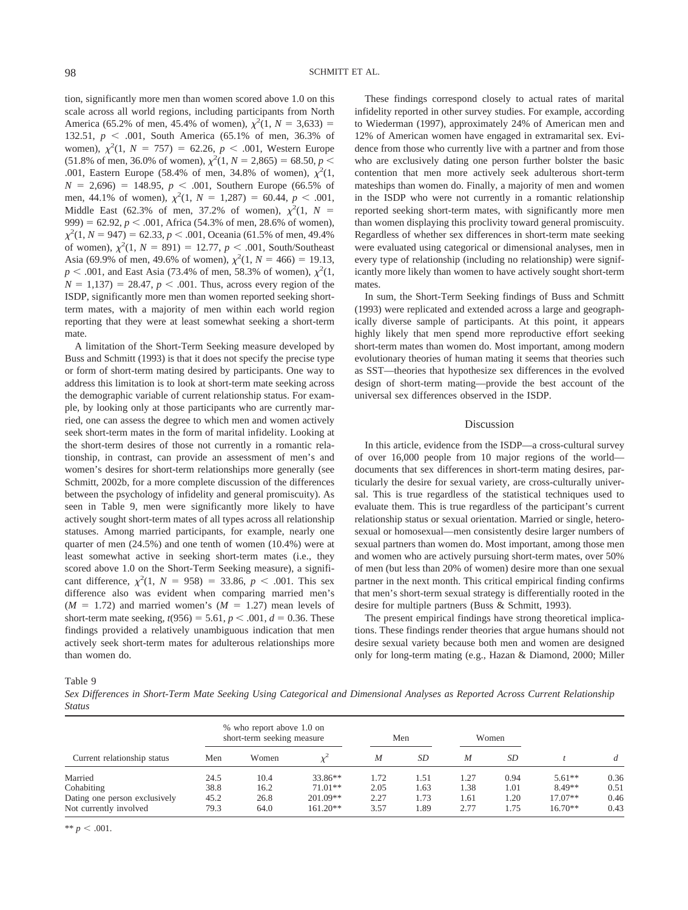tion, significantly more men than women scored above 1.0 on this scale across all world regions, including participants from North America (65.2% of men, 45.4% of women), $\chi^2(1, N = 3{,}633) = 132.51$, $p < .001$, South America (65.1% of men, 36.3% of women), $\chi^2(1, N = 757) = 62.26$, $p < .001$, Western Europe (51.8% of men, 36.0% of women), $\chi^2(1, N = 2{,}865) = 68.50$, $p < .001$, Eastern Europe (58.4% of men, 34.8% of women), $\chi^2(1, N = 2{,}696) = 148.95$, $p < .001$, Southern Europe (66.5% of men, 44.1% of women), $\chi^2(1, N = 1{,}287) = 60.44$, $p < .001$, Middle East (62.3% of men, 37.2% of women), $\chi^2(1, N = 999) = 62.92$, $p < .001$, Africa (54.3% of men, 28.6% of women), $\chi^2(1, N = 947) = 62.33$, $p < .001$, Oceania (61.5% of men, 49.4% of women), $\chi^2(1, N = 891) = 12.77$, $p < .001$, South/Southeast Asia (69.9% of men, 49.6% of women), $\chi^2(1, N = 466) = 19.13$, $p < .001$, and East Asia (73.4% of men, 58.3% of women), $\chi^2(1, N = 1{,}137) = 28.47$, $p < .001$. Thus, across every region of the ISDP, significantly more men than women reported seeking short-term mates, with a majority of men within each world region reporting that they were at least somewhat seeking a short-term mate.

A limitation of the Short-Term Seeking measure developed by Buss and Schmitt (1993) is that it does not specify the precise type or form of short-term mating desired by participants. One way to address this limitation is to look at short-term mate seeking across the demographic variable of current relationship status. For example, by looking only at those participants who are currently married, one can assess the degree to which men and women actively seek short-term mates in the form of marital infidelity. Looking at the short-term desires of those not currently in a romantic relationship, in contrast, can provide an assessment of men's and women's desires for short-term relationships more generally (see Schmitt, 2002b, for a more complete discussion of the differences between the psychology of infidelity and general promiscuity). As seen in Table 9, men were significantly more likely to have actively sought short-term mates of all types across all relationship statuses. Among married participants, for example, nearly one quarter of men (24.5%) and one tenth of women (10.4%) were at least somewhat active in seeking short-term mates (i.e., they scored above 1.0 on the Short-Term Seeking measure), a significant difference, $\chi^2(1, N = 958) = 33.86$, $p < .001$. This sex difference also was evident when comparing married men's ($M = 1.72$) and married women's ($M = 1.27$) mean levels of short-term mate seeking, $t(956) = 5.61$, $p < .001$, $d = 0.36$. These findings provided a relatively unambiguous indication that men actively seek short-term mates for adulterous relationships more than women do.

These findings correspond closely to actual rates of marital infidelity reported in other survey studies. For example, according to Wiederman (1997), approximately 24% of American men and 12% of American women have engaged in extramarital sex. Evidence from those who currently live with a partner and from those who are exclusively dating one person further bolster the basic contention that men more actively seek adulterous short-term mateships than women do. Finally, a majority of men and women in the ISDP who were not currently in a romantic relationship reported seeking short-term mates, with significantly more men than women displaying this proclivity toward general promiscuity. Regardless of whether sex differences in short-term mate seeking were evaluated using categorical or dimensional analyses, men in every type of relationship (including no relationship) were significantly more likely than women to have actively sought short-term mates.

In sum, the Short-Term Seeking findings of Buss and Schmitt (1993) were replicated and extended across a large and geographically diverse sample of participants. At this point, it appears highly likely that men spend more reproductive effort seeking short-term mates than women do. Most important, among modern evolutionary theories of human mating it seems that theories such as SST—theories that hypothesize sex differences in the evolved design of short-term mating—provide the best account of the universal sex differences observed in the ISDP.

## Discussion

In this article, evidence from the ISDP—a cross-cultural survey of over 16,000 people from 10 major regions of the world—documents that sex differences in short-term mating desires, particularly the desire for sexual variety, are cross-culturally universal. This is true regardless of the statistical techniques used to evaluate them. This is true regardless of the participant's current relationship status or sexual orientation. Married or single, heterosexual or homosexual—men consistently desire larger numbers of sexual partners than women do. Most important, among those men and women who are actively pursuing short-term mates, over 50% of men (but less than 20% of women) desire more than one sexual partner in the next month. This critical empirical finding confirms that men's short-term sexual strategy is differentially rooted in the desire for multiple partners (Buss & Schmitt, 1993).

The present empirical findings have strong theoretical implications. These findings render theories that argue humans should not desire sexual variety because both men and women are designed only for long-term mating (e.g., Hazan & Diamond, 2000; Miller

Table 9
*Sex Differences in Short-Term Mate Seeking Using Categorical and Dimensional Analyses as Reported Across Current Relationship Status*

| Current relationship status | % who report above 1.0 on short-term seeking measure | | | Men | | Women | | | |
|---|---|---|---|---|---|---|---|---|---|
| | Men | Women | $\chi^2$ | *M* | *SD* | *M* | *SD* | *t* | *d* |
| Married | 24.5 | 10.4 | 33.86** | 1.72 | 1.51 | 1.27 | 0.94 | 5.61** | 0.36 |
| Cohabiting | 38.8 | 16.2 | 71.01** | 2.05 | 1.63 | 1.38 | 1.01 | 8.49** | 0.51 |
| Dating one person exclusively | 45.2 | 26.8 | 201.09** | 2.27 | 1.73 | 1.61 | 1.20 | 17.07** | 0.46 |
| Not currently involved | 79.3 | 64.0 | 161.20** | 3.57 | 1.89 | 2.77 | 1.75 | 16.70** | 0.43 |

** $p < .001$.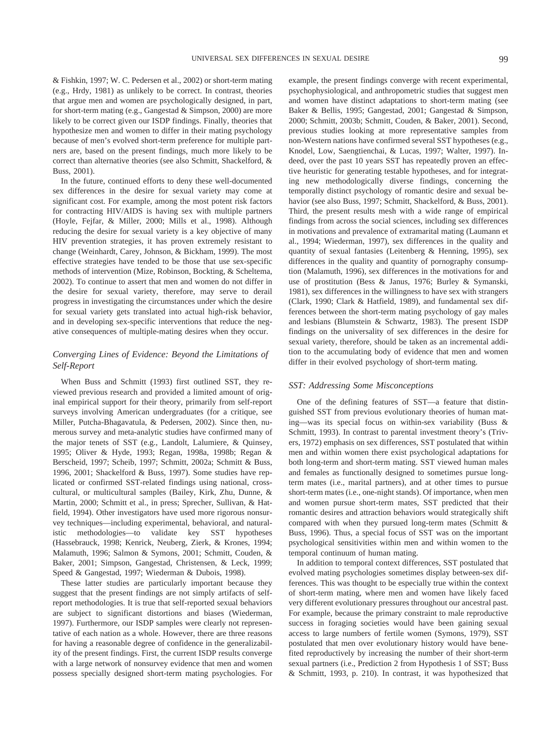& Fishkin, 1997; W. C. Pedersen et al., 2002) or short-term mating (e.g., Hrdy, 1981) as unlikely to be correct. In contrast, theories that argue men and women are psychologically designed, in part, for short-term mating (e.g., Gangestad & Simpson, 2000) are more likely to be correct given our ISDP findings. Finally, theories that hypothesize men and women to differ in their mating psychology because of men's evolved short-term preference for multiple partners are, based on the present findings, much more likely to be correct than alternative theories (see also Schmitt, Shackelford, & Buss, 2001).

In the future, continued efforts to deny these well-documented sex differences in the desire for sexual variety may come at significant cost. For example, among the most potent risk factors for contracting HIV/AIDS is having sex with multiple partners (Hoyle, Fejfar, & Miller, 2000; Mills et al., 1998). Although reducing the desire for sexual variety is a key objective of many HIV prevention strategies, it has proven extremely resistant to change (Weinhardt, Carey, Johnson, & Bickham, 1999). The most effective strategies have tended to be those that use sex-specific methods of intervention (Mize, Robinson, Bockting, & Scheltema, 2002). To continue to assert that men and women do not differ in the desire for sexual variety, therefore, may serve to derail progress in investigating the circumstances under which the desire for sexual variety gets translated into actual high-risk behavior, and in developing sex-specific interventions that reduce the negative consequences of multiple-mating desires when they occur.

### *Converging Lines of Evidence: Beyond the Limitations of Self-Report*

When Buss and Schmitt (1993) first outlined SST, they reviewed previous research and provided a limited amount of original empirical support for their theory, primarily from self-report surveys involving American undergraduates (for a critique, see Miller, Putcha-Bhagavatula, & Pedersen, 2002). Since then, numerous survey and meta-analytic studies have confirmed many of the major tenets of SST (e.g., Landolt, Lalumiere, & Quinsey, 1995; Oliver & Hyde, 1993; Regan, 1998a, 1998b; Regan & Berscheid, 1997; Scheib, 1997; Schmitt, 2002a; Schmitt & Buss, 1996, 2001; Shackelford & Buss, 1997). Some studies have replicated or confirmed SST-related findings using national, cross-cultural, or multicultural samples (Bailey, Kirk, Zhu, Dunne, & Martin, 2000; Schmitt et al., in press; Sprecher, Sullivan, & Hatfield, 1994). Other investigators have used more rigorous nonsurvey techniques—including experimental, behavioral, and naturalistic methodologies—to validate key SST hypotheses (Hassebrauck, 1998; Kenrick, Neuberg, Zierk, & Krones, 1994; Malamuth, 1996; Salmon & Symons, 2001; Schmitt, Couden, & Baker, 2001; Simpson, Gangestad, Christensen, & Leck, 1999; Speed & Gangestad, 1997; Wiederman & Dubois, 1998).

These latter studies are particularly important because they suggest that the present findings are not simply artifacts of self-report methodologies. It is true that self-reported sexual behaviors are subject to significant distortions and biases (Wiederman, 1997). Furthermore, our ISDP samples were clearly not representative of each nation as a whole. However, there are three reasons for having a reasonable degree of confidence in the generalizability of the present findings. First, the current ISDP results converge with a large network of nonsurvey evidence that men and women possess specially designed short-term mating psychologies. For example, the present findings converge with recent experimental, psychophysiological, and anthropometric studies that suggest men and women have distinct adaptations to short-term mating (see Baker & Bellis, 1995; Gangestad, 2001; Gangestad & Simpson, 2000; Schmitt, 2003b; Schmitt, Couden, & Baker, 2001). Second, previous studies looking at more representative samples from non-Western nations have confirmed several SST hypotheses (e.g., Knodel, Low, Saengtienchai, & Lucas, 1997; Walter, 1997). Indeed, over the past 10 years SST has repeatedly proven an effective heuristic for generating testable hypotheses, and for integrating new methodologically diverse findings, concerning the temporally distinct psychology of romantic desire and sexual behavior (see also Buss, 1997; Schmitt, Shackelford, & Buss, 2001). Third, the present results mesh with a wide range of empirical findings from across the social sciences, including sex differences in motivations and prevalence of extramarital mating (Laumann et al., 1994; Wiederman, 1997), sex differences in the quality and quantity of sexual fantasies (Leitenberg & Henning, 1995), sex differences in the quality and quantity of pornography consumption (Malamuth, 1996), sex differences in the motivations for and use of prostitution (Bess & Janus, 1976; Burley & Symanski, 1981), sex differences in the willingness to have sex with strangers (Clark, 1990; Clark & Hatfield, 1989), and fundamental sex differences between the short-term mating psychology of gay males and lesbians (Blumstein & Schwartz, 1983). The present ISDP findings on the universality of sex differences in the desire for sexual variety, therefore, should be taken as an incremental addition to the accumulating body of evidence that men and women differ in their evolved psychology of short-term mating.

### *SST: Addressing Some Misconceptions*

One of the defining features of SST—a feature that distinguished SST from previous evolutionary theories of human mating—was its special focus on within-sex variability (Buss & Schmitt, 1993). In contrast to parental investment theory's (Trivers, 1972) emphasis on sex differences, SST postulated that within men and within women there exist psychological adaptations for both long-term and short-term mating. SST viewed human males and females as functionally designed to sometimes pursue long-term mates (i.e., marital partners), and at other times to pursue short-term mates (i.e., one-night stands). Of importance, when men and women pursue short-term mates, SST predicted that their romantic desires and attraction behaviors would strategically shift compared with when they pursued long-term mates (Schmitt & Buss, 1996). Thus, a special focus of SST was on the important psychological sensitivities within men and within women to the temporal continuum of human mating.

In addition to temporal context differences, SST postulated that evolved mating psychologies sometimes display between-sex differences. This was thought to be especially true within the context of short-term mating, where men and women have likely faced very different evolutionary pressures throughout our ancestral past. For example, because the primary constraint to male reproductive success in foraging societies would have been gaining sexual access to large numbers of fertile women (Symons, 1979), SST postulated that men over evolutionary history would have benefited reproductively by increasing the number of their short-term sexual partners (i.e., Prediction 2 from Hypothesis 1 of SST; Buss & Schmitt, 1993, p. 210). In contrast, it was hypothesized that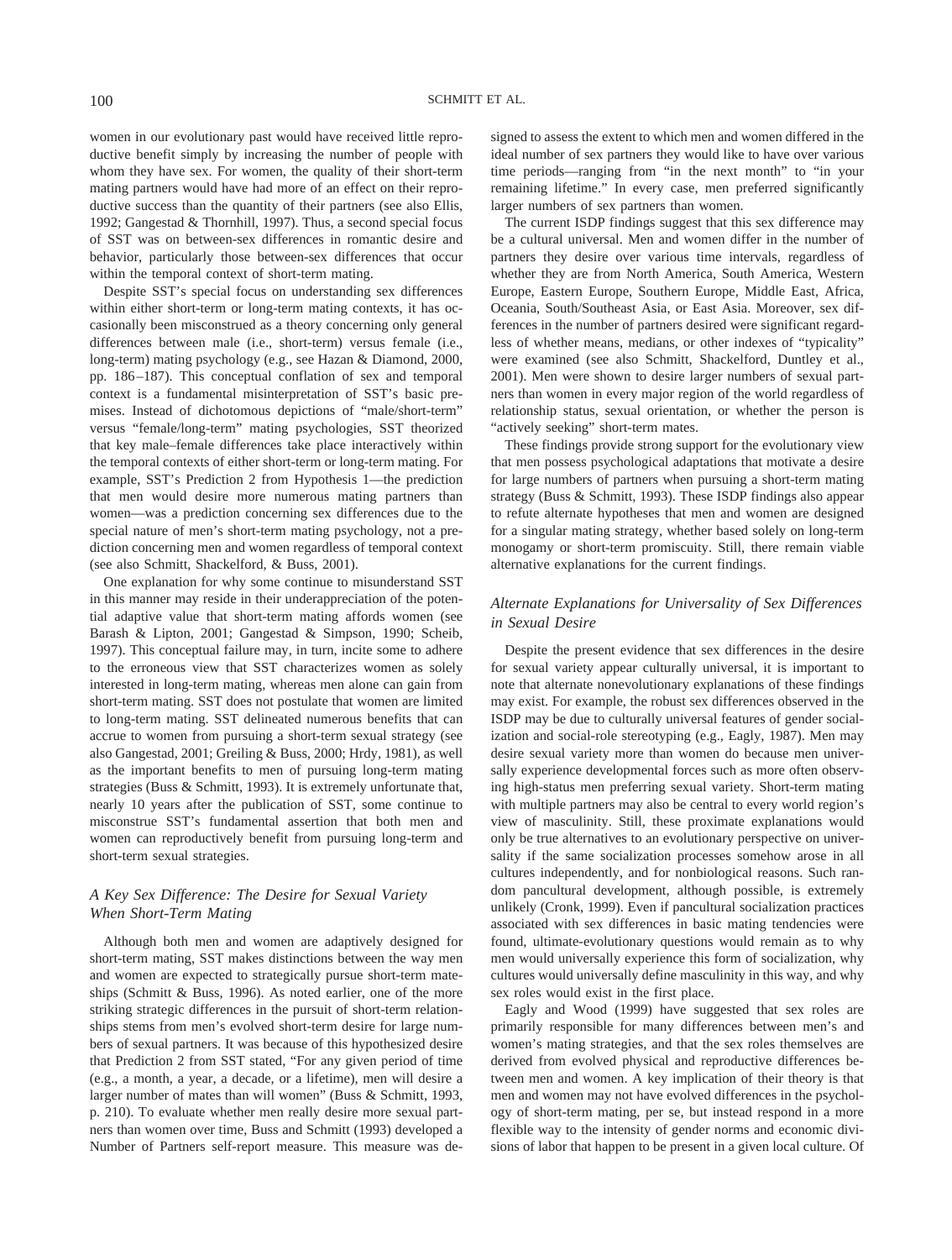women in our evolutionary past would have received little reproductive benefit simply by increasing the number of people with whom they have sex. For women, the quality of their short-term mating partners would have had more of an effect on their reproductive success than the quantity of their partners (see also Ellis, 1992; Gangestad & Thornhill, 1997). Thus, a second special focus of SST was on between-sex differences in romantic desire and behavior, particularly those between-sex differences that occur within the temporal context of short-term mating.

Despite SST's special focus on understanding sex differences within either short-term or long-term mating contexts, it has occasionally been misconstrued as a theory concerning only general differences between male (i.e., short-term) versus female (i.e., long-term) mating psychology (e.g., see Hazan & Diamond, 2000, pp. 186–187). This conceptual conflation of sex and temporal context is a fundamental misinterpretation of SST's basic premises. Instead of dichotomous depictions of "male/short-term" versus "female/long-term" mating psychologies, SST theorized that key male–female differences take place interactively within the temporal contexts of either short-term or long-term mating. For example, SST's Prediction 2 from Hypothesis 1—the prediction that men would desire more numerous mating partners than women—was a prediction concerning sex differences due to the special nature of men's short-term mating psychology, not a prediction concerning men and women regardless of temporal context (see also Schmitt, Shackelford, & Buss, 2001).

One explanation for why some continue to misunderstand SST in this manner may reside in their underappreciation of the potential adaptive value that short-term mating affords women (see Barash & Lipton, 2001; Gangestad & Simpson, 1990; Scheib, 1997). This conceptual failure may, in turn, incite some to adhere to the erroneous view that SST characterizes women as solely interested in long-term mating, whereas men alone can gain from short-term mating. SST does not postulate that women are limited to long-term mating. SST delineated numerous benefits that can accrue to women from pursuing a short-term sexual strategy (see also Gangestad, 2001; Greiling & Buss, 2000; Hrdy, 1981), as well as the important benefits to men of pursuing long-term mating strategies (Buss & Schmitt, 1993). It is extremely unfortunate that, nearly 10 years after the publication of SST, some continue to misconstrue SST's fundamental assertion that both men and women can reproductively benefit from pursuing long-term and short-term sexual strategies.

### *A Key Sex Difference: The Desire for Sexual Variety When Short-Term Mating*

Although both men and women are adaptively designed for short-term mating, SST makes distinctions between the way men and women are expected to strategically pursue short-term mateships (Schmitt & Buss, 1996). As noted earlier, one of the more striking strategic differences in the pursuit of short-term relationships stems from men's evolved short-term desire for large numbers of sexual partners. It was because of this hypothesized desire that Prediction 2 from SST stated, "For any given period of time (e.g., a month, a year, a decade, or a lifetime), men will desire a larger number of mates than will women" (Buss & Schmitt, 1993, p. 210). To evaluate whether men really desire more sexual partners than women over time, Buss and Schmitt (1993) developed a Number of Partners self-report measure. This measure was designed to assess the extent to which men and women differed in the ideal number of sex partners they would like to have over various time periods—ranging from "in the next month" to "in your remaining lifetime." In every case, men preferred significantly larger numbers of sex partners than women.

The current ISDP findings suggest that this sex difference may be a cultural universal. Men and women differ in the number of partners they desire over various time intervals, regardless of whether they are from North America, South America, Western Europe, Eastern Europe, Southern Europe, Middle East, Africa, Oceania, South/Southeast Asia, or East Asia. Moreover, sex differences in the number of partners desired were significant regardless of whether means, medians, or other indexes of "typicality" were examined (see also Schmitt, Shackelford, Duntley et al., 2001). Men were shown to desire larger numbers of sexual partners than women in every major region of the world regardless of relationship status, sexual orientation, or whether the person is "actively seeking" short-term mates.

These findings provide strong support for the evolutionary view that men possess psychological adaptations that motivate a desire for large numbers of partners when pursuing a short-term mating strategy (Buss & Schmitt, 1993). These ISDP findings also appear to refute alternate hypotheses that men and women are designed for a singular mating strategy, whether based solely on long-term monogamy or short-term promiscuity. Still, there remain viable alternative explanations for the current findings.

### *Alternate Explanations for Universality of Sex Differences in Sexual Desire*

Despite the present evidence that sex differences in the desire for sexual variety appear culturally universal, it is important to note that alternate nonevolutionary explanations of these findings may exist. For example, the robust sex differences observed in the ISDP may be due to culturally universal features of gender socialization and social-role stereotyping (e.g., Eagly, 1987). Men may desire sexual variety more than women do because men universally experience developmental forces such as more often observing high-status men preferring sexual variety. Short-term mating with multiple partners may also be central to every world region's view of masculinity. Still, these proximate explanations would only be true alternatives to an evolutionary perspective on universality if the same socialization processes somehow arose in all cultures independently, and for nonbiological reasons. Such random pancultural development, although possible, is extremely unlikely (Cronk, 1999). Even if pancultural socialization practices associated with sex differences in basic mating tendencies were found, ultimate-evolutionary questions would remain as to why men would universally experience this form of socialization, why cultures would universally define masculinity in this way, and why sex roles would exist in the first place.

Eagly and Wood (1999) have suggested that sex roles are primarily responsible for many differences between men's and women's mating strategies, and that the sex roles themselves are derived from evolved physical and reproductive differences between men and women. A key implication of their theory is that men and women may not have evolved differences in the psychology of short-term mating, per se, but instead respond in a more flexible way to the intensity of gender norms and economic divisions of labor that happen to be present in a given local culture. Of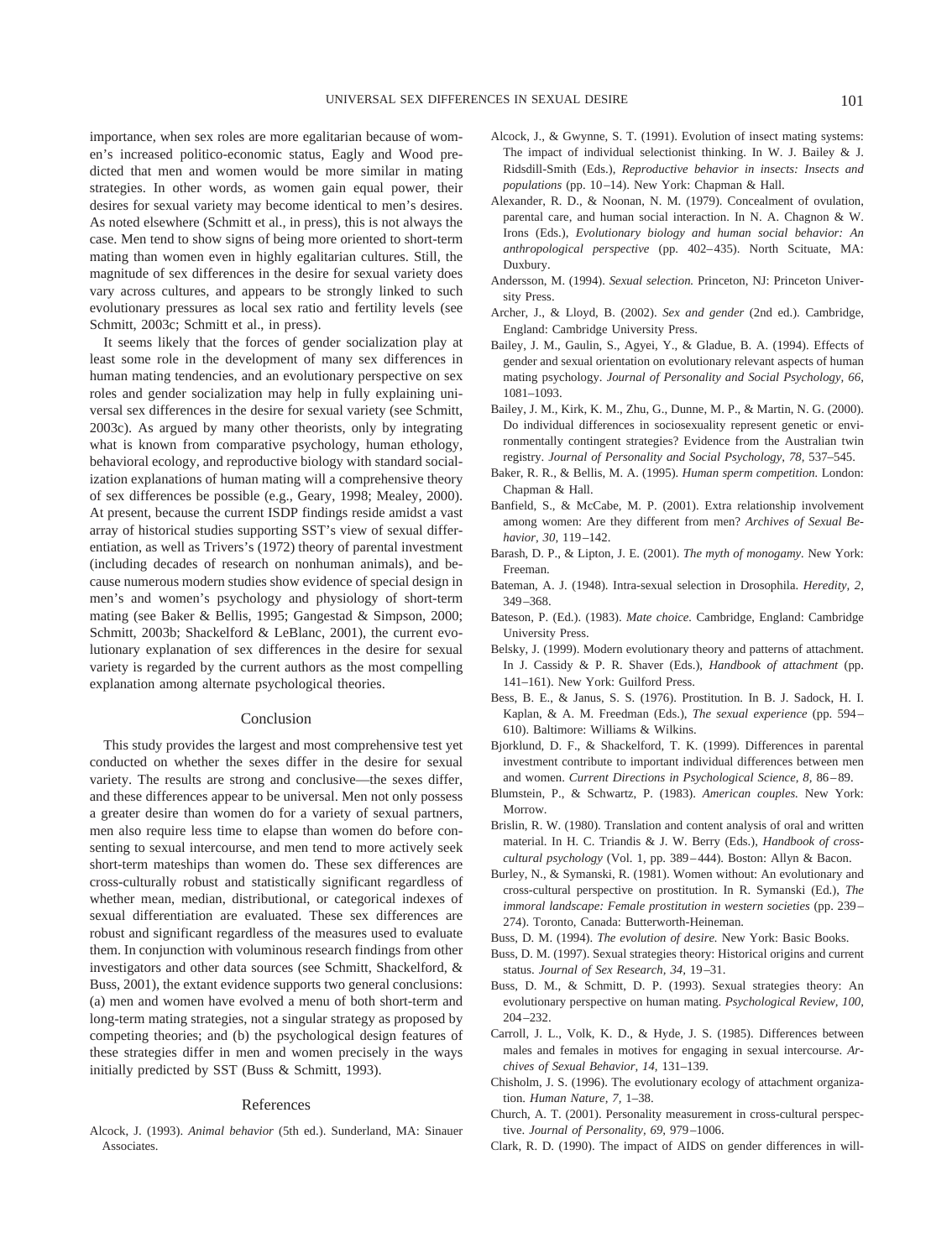importance, when sex roles are more egalitarian because of women's increased politico-economic status, Eagly and Wood predicted that men and women would be more similar in mating strategies. In other words, as women gain equal power, their desires for sexual variety may become identical to men's desires. As noted elsewhere (Schmitt et al., in press), this is not always the case. Men tend to show signs of being more oriented to short-term mating than women even in highly egalitarian cultures. Still, the magnitude of sex differences in the desire for sexual variety does vary across cultures, and appears to be strongly linked to such evolutionary pressures as local sex ratio and fertility levels (see Schmitt, 2003c; Schmitt et al., in press).

It seems likely that the forces of gender socialization play at least some role in the development of many sex differences in human mating tendencies, and an evolutionary perspective on sex roles and gender socialization may help in fully explaining universal sex differences in the desire for sexual variety (see Schmitt, 2003c). As argued by many other theorists, only by integrating what is known from comparative psychology, human ethology, behavioral ecology, and reproductive biology with standard socialization explanations of human mating will a comprehensive theory of sex differences be possible (e.g., Geary, 1998; Mealey, 2000). At present, because the current ISDP findings reside amidst a vast array of historical studies supporting SST's view of sexual differentiation, as well as Trivers's (1972) theory of parental investment (including decades of research on nonhuman animals), and because numerous modern studies show evidence of special design in men's and women's psychology and physiology of short-term mating (see Baker & Bellis, 1995; Gangestad & Simpson, 2000; Schmitt, 2003b; Shackelford & LeBlanc, 2001), the current evolutionary explanation of sex differences in the desire for sexual variety is regarded by the current authors as the most compelling explanation among alternate psychological theories.

## Conclusion

This study provides the largest and most comprehensive test yet conducted on whether the sexes differ in the desire for sexual variety. The results are strong and conclusive—the sexes differ, and these differences appear to be universal. Men not only possess a greater desire than women do for a variety of sexual partners, men also require less time to elapse than women do before consenting to sexual intercourse, and men tend to more actively seek short-term mateships than women do. These sex differences are cross-culturally robust and statistically significant regardless of whether mean, median, distributional, or categorical indexes of sexual differentiation are evaluated. These sex differences are robust and significant regardless of the measures used to evaluate them. In conjunction with voluminous research findings from other investigators and other data sources (see Schmitt, Shackelford, & Buss, 2001), the extant evidence supports two general conclusions: (a) men and women have evolved a menu of both short-term and long-term mating strategies, not a singular strategy as proposed by competing theories; and (b) the psychological design features of these strategies differ in men and women precisely in the ways initially predicted by SST (Buss & Schmitt, 1993).

## References

Alcock, J. (1993). *Animal behavior* (5th ed.). Sunderland, MA: Sinauer Associates.

Alcock, J., & Gwynne, S. T. (1991). Evolution of insect mating systems: The impact of individual selectionist thinking. In W. J. Bailey & J. Ridsdill-Smith (Eds.), *Reproductive behavior in insects: Insects and populations* (pp. 10–14). New York: Chapman & Hall.

Alexander, R. D., & Noonan, N. M. (1979). Concealment of ovulation, parental care, and human social interaction. In N. A. Chagnon & W. Irons (Eds.), *Evolutionary biology and human social behavior: An anthropological perspective* (pp. 402–435). North Scituate, MA: Duxbury.

Andersson, M. (1994). *Sexual selection.* Princeton, NJ: Princeton University Press.

Archer, J., & Lloyd, B. (2002). *Sex and gender* (2nd ed.). Cambridge, England: Cambridge University Press.

Bailey, J. M., Gaulin, S., Agyei, Y., & Gladue, B. A. (1994). Effects of gender and sexual orientation on evolutionary relevant aspects of human mating psychology. *Journal of Personality and Social Psychology, 66,* 1081–1093.

Bailey, J. M., Kirk, K. M., Zhu, G., Dunne, M. P., & Martin, N. G. (2000). Do individual differences in sociosexuality represent genetic or environmentally contingent strategies? Evidence from the Australian twin registry. *Journal of Personality and Social Psychology, 78,* 537–545.

Baker, R. R., & Bellis, M. A. (1995). *Human sperm competition.* London: Chapman & Hall.

Banfield, S., & McCabe, M. P. (2001). Extra relationship involvement among women: Are they different from men? *Archives of Sexual Behavior, 30,* 119–142.

Barash, D. P., & Lipton, J. E. (2001). *The myth of monogamy.* New York: Freeman.

Bateman, A. J. (1948). Intra-sexual selection in Drosophila. *Heredity, 2,* 349–368.

Bateson, P. (Ed.). (1983). *Mate choice.* Cambridge, England: Cambridge University Press.

Belsky, J. (1999). Modern evolutionary theory and patterns of attachment. In J. Cassidy & P. R. Shaver (Eds.), *Handbook of attachment* (pp. 141–161). New York: Guilford Press.

Bess, B. E., & Janus, S. S. (1976). Prostitution. In B. J. Sadock, H. I. Kaplan, & A. M. Freedman (Eds.), *The sexual experience* (pp. 594–610). Baltimore: Williams & Wilkins.

Bjorklund, D. F., & Shackelford, T. K. (1999). Differences in parental investment contribute to important individual differences between men and women. *Current Directions in Psychological Science, 8,* 86–89.

Blumstein, P., & Schwartz, P. (1983). *American couples.* New York: Morrow.

Brislin, R. W. (1980). Translation and content analysis of oral and written material. In H. C. Triandis & J. W. Berry (Eds.), *Handbook of cross-cultural psychology* (Vol. 1, pp. 389–444). Boston: Allyn & Bacon.

Burley, N., & Symanski, R. (1981). Women without: An evolutionary and cross-cultural perspective on prostitution. In R. Symanski (Ed.), *The immoral landscape: Female prostitution in western societies* (pp. 239–274). Toronto, Canada: Butterworth-Heineman.

Buss, D. M. (1994). *The evolution of desire.* New York: Basic Books.

Buss, D. M. (1997). Sexual strategies theory: Historical origins and current status. *Journal of Sex Research, 34,* 19–31.

Buss, D. M., & Schmitt, D. P. (1993). Sexual strategies theory: An evolutionary perspective on human mating. *Psychological Review, 100,* 204–232.

Carroll, J. L., Volk, K. D., & Hyde, J. S. (1985). Differences between males and females in motives for engaging in sexual intercourse. *Archives of Sexual Behavior, 14,* 131–139.

Chisholm, J. S. (1996). The evolutionary ecology of attachment organization. *Human Nature, 7,* 1–38.

Church, A. T. (2001). Personality measurement in cross-cultural perspective. *Journal of Personality, 69,* 979–1006.

Clark, R. D. (1990). The impact of AIDS on gender differences in will-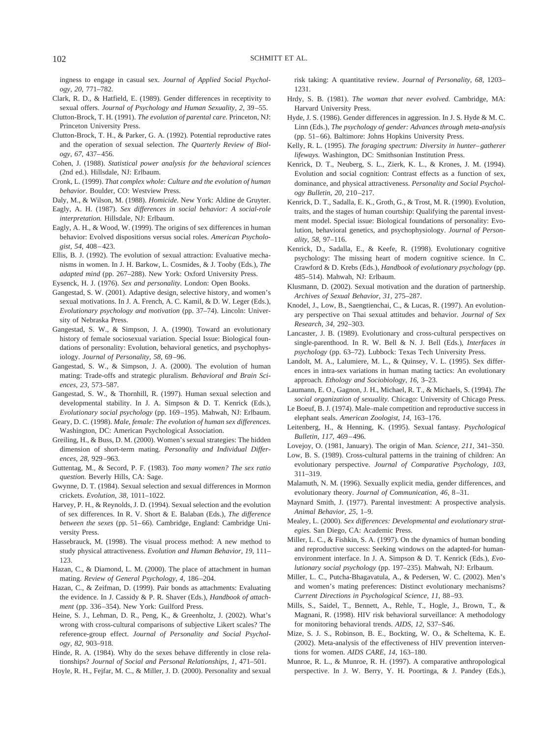ingness to engage in casual sex. *Journal of Applied Social Psychology, 20,* 771–782.

Clark, R. D., & Hatfield, E. (1989). Gender differences in receptivity to sexual offers. *Journal of Psychology and Human Sexuality, 2,* 39–55.

Clutton-Brock, T. H. (1991). *The evolution of parental care.* Princeton, NJ: Princeton University Press.

Clutton-Brock, T. H., & Parker, G. A. (1992). Potential reproductive rates and the operation of sexual selection. *The Quarterly Review of Biology, 67,* 437–456.

Cohen, J. (1988). *Statistical power analysis for the behavioral sciences* (2nd ed.). Hillsdale, NJ: Erlbaum.

Cronk, L. (1999). *That complex whole: Culture and the evolution of human behavior.* Boulder, CO: Westview Press.

Daly, M., & Wilson, M. (1988). *Homicide.* New York: Aldine de Gruyter.

Eagly, A. H. (1987). *Sex differences in social behavior: A social-role interpretation.* Hillsdale, NJ: Erlbaum.

Eagly, A. H., & Wood, W. (1999). The origins of sex differences in human behavior: Evolved dispositions versus social roles. *American Psychologist, 54,* 408–423.

Ellis, B. J. (1992). The evolution of sexual attraction: Evaluative mechanisms in women. In J. H. Barkow, L. Cosmides, & J. Tooby (Eds.), *The adapted mind* (pp. 267–288). New York: Oxford University Press.

Eysenck, H. J. (1976). *Sex and personality.* London: Open Books.

Gangestad, S. W. (2001). Adaptive design, selective history, and women's sexual motivations. In J. A. French, A. C. Kamil, & D. W. Leger (Eds.), *Evolutionary psychology and motivation* (pp. 37–74). Lincoln: University of Nebraska Press.

Gangestad, S. W., & Simpson, J. A. (1990). Toward an evolutionary history of female sociosexual variation. Special Issue: Biological foundations of personality: Evolution, behavioral genetics, and psychophysiology. *Journal of Personality, 58,* 69–96.

Gangestad, S. W., & Simpson, J. A. (2000). The evolution of human mating: Trade-offs and strategic pluralism. *Behavioral and Brain Sciences, 23,* 573–587.

Gangestad, S. W., & Thornhill, R. (1997). Human sexual selection and developmental stability. In J. A. Simpson & D. T. Kenrick (Eds.), *Evolutionary social psychology* (pp. 169–195). Mahwah, NJ: Erlbaum.

Geary, D. C. (1998). *Male, female: The evolution of human sex differences.* Washington, DC: American Psychological Association.

Greiling, H., & Buss, D. M. (2000). Women's sexual strategies: The hidden dimension of short-term mating. *Personality and Individual Differences, 28,* 929–963.

Guttentag, M., & Secord, P. F. (1983). *Too many women? The sex ratio question.* Beverly Hills, CA: Sage.

Gwynne, D. T. (1984). Sexual selection and sexual differences in Mormon crickets. *Evolution, 38,* 1011–1022.

Harvey, P. H., & Reynolds, J. D. (1994). Sexual selection and the evolution of sex differences. In R. V. Short & E. Balaban (Eds.), *The difference between the sexes* (pp. 51–66). Cambridge, England: Cambridge University Press.

Hassebrauck, M. (1998). The visual process method: A new method to study physical attractiveness. *Evolution and Human Behavior, 19,* 111–123.

Hazan, C., & Diamond, L. M. (2000). The place of attachment in human mating. *Review of General Psychology, 4,* 186–204.

Hazan, C., & Zeifman, D. (1999). Pair bonds as attachments: Evaluating the evidence. In J. Cassidy & P. R. Shaver (Eds.), *Handbook of attachment* (pp. 336–354). New York: Guilford Press.

Heine, S. J., Lehman, D. R., Peng, K., & Greenholtz, J. (2002). What's wrong with cross-cultural comparisons of subjective Likert scales? The reference-group effect. *Journal of Personality and Social Psychology, 82,* 903–918.

Hinde, R. A. (1984). Why do the sexes behave differently in close relationships? *Journal of Social and Personal Relationships, 1,* 471–501.

Hoyle, R. H., Fejfar, M. C., & Miller, J. D. (2000). Personality and sexual risk taking: A quantitative review. *Journal of Personality, 68,* 1203–1231.

Hrdy, S. B. (1981). *The woman that never evolved.* Cambridge, MA: Harvard University Press.

Hyde, J. S. (1986). Gender differences in aggression. In J. S. Hyde & M. C. Linn (Eds.), *The psychology of gender: Advances through meta-analysis* (pp. 51–66). Baltimore: Johns Hopkins University Press.

Kelly, R. L. (1995). *The foraging spectrum: Diversity in hunter–gatherer lifeways.* Washington, DC: Smithsonian Institution Press.

Kenrick, D. T., Neuberg, S. L., Zierk, K. L., & Krones, J. M. (1994). Evolution and social cognition: Contrast effects as a function of sex, dominance, and physical attractiveness. *Personality and Social Psychology Bulletin, 20,* 210–217.

Kenrick, D. T., Sadalla, E. K., Groth, G., & Trost, M. R. (1990). Evolution, traits, and the stages of human courtship: Qualifying the parental investment model. Special issue: Biological foundations of personality: Evolution, behavioral genetics, and psychophysiology. *Journal of Personality, 58,* 97–116.

Kenrick, D., Sadalla, E., & Keefe, R. (1998). Evolutionary cognitive psychology: The missing heart of modern cognitive science. In C. Crawford & D. Krebs (Eds.), *Handbook of evolutionary psychology* (pp. 485–514). Mahwah, NJ: Erlbaum.

Klusmann, D. (2002). Sexual motivation and the duration of partnership. *Archives of Sexual Behavior, 31,* 275–287.

Knodel, J., Low, B., Saengtienchai, C., & Lucas, R. (1997). An evolutionary perspective on Thai sexual attitudes and behavior. *Journal of Sex Research, 34,* 292–303.

Lancaster, J. B. (1989). Evolutionary and cross-cultural perspectives on single-parenthood. In R. W. Bell & N. J. Bell (Eds.), *Interfaces in psychology* (pp. 63–72). Lubbock: Texas Tech University Press.

Landolt, M. A., Lalumiere, M. L., & Quinsey, V. L. (1995). Sex differences in intra-sex variations in human mating tactics: An evolutionary approach. *Ethology and Sociobiology, 16,* 3–23.

Laumann, E. O., Gagnon, J. H., Michael, R. T., & Michaels, S. (1994). *The social organization of sexuality.* Chicago: University of Chicago Press.

Le Boeuf, B. J. (1974). Male–male competition and reproductive success in elephant seals. *American Zoologist, 14,* 163–176.

Leitenberg, H., & Henning, K. (1995). Sexual fantasy. *Psychological Bulletin, 117,* 469–496.

Lovejoy, O. (1981, January). The origin of Man. *Science, 211,* 341–350.

Low, B. S. (1989). Cross-cultural patterns in the training of children: An evolutionary perspective. *Journal of Comparative Psychology, 103,* 311–319.

Malamuth, N. M. (1996). Sexually explicit media, gender differences, and evolutionary theory. *Journal of Communication, 46,* 8–31.

Maynard Smith, J. (1977). Parental investment: A prospective analysis. *Animal Behavior, 25,* 1–9.

Mealey, L. (2000). *Sex differences: Developmental and evolutionary strategies.* San Diego, CA: Academic Press.

Miller, L. C., & Fishkin, S. A. (1997). On the dynamics of human bonding and reproductive success: Seeking windows on the adapted-for human-environment interface. In J. A. Simpson & D. T. Kenrick (Eds.), *Evolutionary social psychology* (pp. 197–235). Mahwah, NJ: Erlbaum.

Miller, L. C., Putcha-Bhagavatula, A., & Pedersen, W. C. (2002). Men's and women's mating preferences: Distinct evolutionary mechanisms? *Current Directions in Psychological Science, 11,* 88–93.

Mills, S., Saidel, T., Bennett, A., Rehle, T., Hogle, J., Brown, T., & Magnani, R. (1998). HIV risk behavioral surveillance: A methodology for monitoring behavioral trends. *AIDS, 12,* S37–S46.

Mize, S. J. S., Robinson, B. E., Bockting, W. O., & Scheltema, K. E. (2002). Meta-analysis of the effectiveness of HIV prevention interventions for women. *AIDS CARE, 14,* 163–180.

Munroe, R. L., & Munroe, R. H. (1997). A comparative anthropological perspective. In J. W. Berry, Y. H. Poortinga, & J. Pandey (Eds.),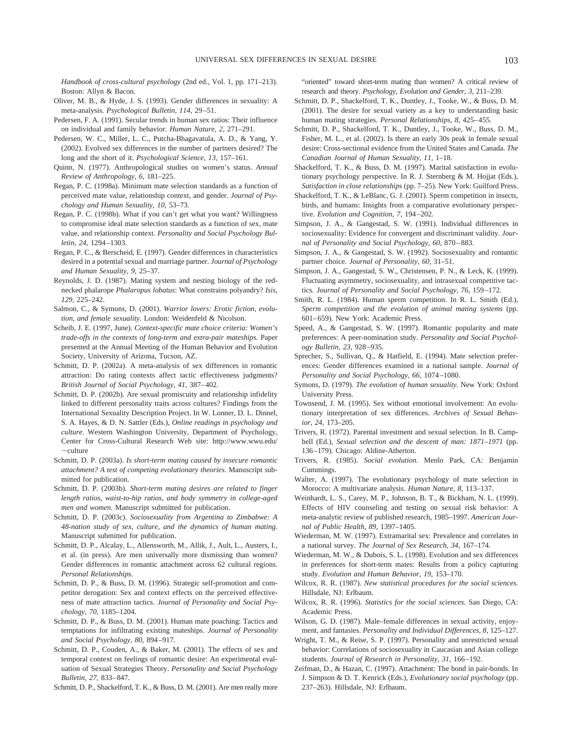*Handbook of cross-cultural psychology* (2nd ed., Vol. 1, pp. 171–213). Boston: Allyn & Bacon.

Oliver, M. B., & Hyde, J. S. (1993). Gender differences in sexuality: A meta-analysis. *Psychological Bulletin, 114,* 29–51.

Pedersen, F. A. (1991). Secular trends in human sex ratios: Their influence on individual and family behavior. *Human Nature, 2,* 271–291.

Pedersen, W. C., Miller, L. C., Putcha-Bhagavatula, A. D., & Yang, Y. (2002). Evolved sex differences in the number of partners desired? The long and the short of it. *Psychological Science, 13,* 157–161.

Quinn, N. (1977). Anthropological studies on women's status. *Annual Review of Anthropology, 6,* 181–225.

Regan, P. C. (1998a). Minimum mate selection standards as a function of perceived mate value, relationship context, and gender. *Journal of Psychology and Human Sexuality, 10,* 53–73.

Regan, P. C. (1998b). What if you can't get what you want? Willingness to compromise ideal mate selection standards as a function of sex, mate value, and relationship context. *Personality and Social Psychology Bulletin, 24,* 1294–1303.

Regan, P. C., & Berscheid, E. (1997). Gender differences in characteristics desired in a potential sexual and marriage partner. *Journal of Psychology and Human Sexuality, 9,* 25–37.

Reynolds, J. D. (1987). Mating system and nesting biology of the red-necked phalarope *Phalaropus lobatus*: What constrains polyandry? *Isis, 129,* 225–242.

Salmon, C., & Symons, D. (2001). *Warrior lovers: Erotic fiction, evolution, and female sexuality.* London: Weidenfeld & Nicolson.

Scheib, J. E. (1997, June). *Context-specific mate choice criteria: Women's trade-offs in the contexts of long-term and extra-pair mateships.* Paper presented at the Annual Meeting of the Human Behavior and Evolution Society, University of Arizona, Tucson, AZ.

Schmitt, D. P. (2002a). A meta-analysis of sex differences in romantic attraction: Do rating contexts affect tactic effectiveness judgments? *British Journal of Social Psychology, 41,* 387–402.

Schmitt, D. P. (2002b). Are sexual promiscuity and relationship infidelity linked to different personality traits across cultures? Findings from the International Sexuality Description Project. In W. Lonner, D. L. Dinnel, S. A. Hayes, & D. N. Sattler (Eds.), *Online readings in psychology and culture.* Western Washington University, Department of Psychology, Center for Cross-Cultural Research Web site: http://www.wwu.edu/~culture

Schmitt, D. P. (2003a). *Is short-term mating caused by insecure romantic attachment? A test of competing evolutionary theories.* Manuscript submitted for publication.

Schmitt, D. P. (2003b). *Short-term mating desires are related to finger length ratios, waist-to-hip ratios, and body symmetry in college-aged men and women.* Manuscript submitted for publication.

Schmitt, D. P. (2003c). *Sociosexuality from Argentina to Zimbabwe: A 48-nation study of sex, culture, and the dynamics of human mating.* Manuscript submitted for publication.

Schmitt, D. P., Alcalay, L., Allensworth, M., Allik, J., Ault, L., Austers, I., et al. (in press). Are men universally more dismissing than women? Gender differences in romantic attachment across 62 cultural regions. *Personal Relationships.*

Schmitt, D. P., & Buss, D. M. (1996). Strategic self-promotion and competitor derogation: Sex and context effects on the perceived effectiveness of mate attraction tactics. *Journal of Personality and Social Psychology, 70,* 1185–1204.

Schmitt, D. P., & Buss, D. M. (2001). Human mate poaching: Tactics and temptations for infiltrating existing mateships. *Journal of Personality and Social Psychology, 80,* 894–917.

Schmitt, D. P., Couden, A., & Baker, M. (2001). The effects of sex and temporal context on feelings of romantic desire: An experimental evaluation of Sexual Strategies Theory. *Personality and Social Psychology Bulletin, 27,* 833–847.

Schmitt, D. P., Shackelford, T. K., & Buss, D. M. (2001). Are men really more "oriented" toward short-term mating than women? A critical review of research and theory. *Psychology, Evolution and Gender, 3,* 211–239.

Schmitt, D. P., Shackelford, T. K., Duntley, J., Tooke, W., & Buss, D. M. (2001). The desire for sexual variety as a key to understanding basic human mating strategies. *Personal Relationships, 8,* 425–455.

Schmitt, D. P., Shackelford, T. K., Duntley, J., Tooke, W., Buss, D. M., Fisher, M. L., et al. (2002). Is there an early 30s peak in female sexual desire: Cross-sectional evidence from the United States and Canada. *The Canadian Journal of Human Sexuality, 11,* 1–18.

Shackelford, T. K., & Buss, D. M. (1997). Marital satisfaction in evolutionary psychology perspective. In R. J. Sternberg & M. Hojjat (Eds.), *Satisfaction in close relationships* (pp. 7–25). New York: Guilford Press.

Shackelford, T. K., & LeBlanc, G. J. (2001). Sperm competition in insects, birds, and humans: Insights from a comparative evolutionary perspective. *Evolution and Cognition, 7,* 194–202.

Simpson, J. A., & Gangestad, S. W. (1991). Individual differences in sociosexuality: Evidence for convergent and discriminant validity. *Journal of Personality and Social Psychology, 60,* 870–883.

Simpson, J. A., & Gangestad, S. W. (1992). Sociosexuality and romantic partner choice. *Journal of Personality, 60,* 31–51.

Simpson, J. A., Gangestad, S. W., Christensen, P. N., & Leck, K. (1999). Fluctuating asymmetry, sociosexuality, and intrasexual competitive tactics. *Journal of Personality and Social Psychology, 76,* 159–172.

Smith, R. L. (1984). Human sperm competition. In R. L. Smith (Ed.), *Sperm competition and the evolution of animal mating systems* (pp. 601–659). New York: Academic Press.

Speed, A., & Gangestad, S. W. (1997). Romantic popularity and mate preferences: A peer-nomination study. *Personality and Social Psychology Bulletin, 23,* 928–935.

Sprecher, S., Sullivan, Q., & Hatfield, E. (1994). Mate selection preferences: Gender differences examined in a national sample. *Journal of Personality and Social Psychology, 66,* 1074–1080.

Symons, D. (1979). *The evolution of human sexuality.* New York: Oxford University Press.

Townsend, J. M. (1995). Sex without emotional involvement: An evolutionary interpretation of sex differences. *Archives of Sexual Behavior, 24,* 173–205.

Trivers, R. (1972). Parental investment and sexual selection. In B. Campbell (Ed.), *Sexual selection and the descent of man: 1871–1971* (pp. 136–179). Chicago: Aldine-Atherton.

Trivers, R. (1985). *Social evolution.* Menlo Park, CA: Benjamin Cummings.

Walter, A. (1997). The evolutionary psychology of mate selection in Morocco: A multivariate analysis. *Human Nature, 8,* 113–137.

Weinhardt, L. S., Carey, M. P., Johnson, B. T., & Bickham, N. L. (1999). Effects of HIV counseling and testing on sexual risk behavior: A meta-analytic review of published research, 1985–1997. *American Journal of Public Health, 89,* 1397–1405.

Wiederman, M. W. (1997). Extramarital sex: Prevalence and correlates in a national survey. *The Journal of Sex Research, 34,* 167–174.

Wiederman, M. W., & Dubois, S. L. (1998). Evolution and sex differences in preferences for short-term mates: Results from a policy capturing study. *Evolution and Human Behavior, 19,* 153–170.

Wilcox, R. R. (1987). *New statistical procedures for the social sciences.* Hillsdale, NJ: Erlbaum.

Wilcox, R. R. (1996). *Statistics for the social sciences.* San Diego, CA: Academic Press.

Wilson, G. D. (1987). Male–female differences in sexual activity, enjoyment, and fantasies. *Personality and Individual Differences, 8,* 125–127.

Wright, T. M., & Reise, S. P. (1997). Personality and unrestricted sexual behavior: Correlations of sociosexuality in Caucasian and Asian college students. *Journal of Research in Personality, 31,* 166–192.

Zeifman, D., & Hazan, C. (1997). Attachment: The bond in pair-bonds. In J. Simpson & D. T. Kenrick (Eds.), *Evolutionary social psychology* (pp. 237–263). Hillsdale, NJ: Erlbaum.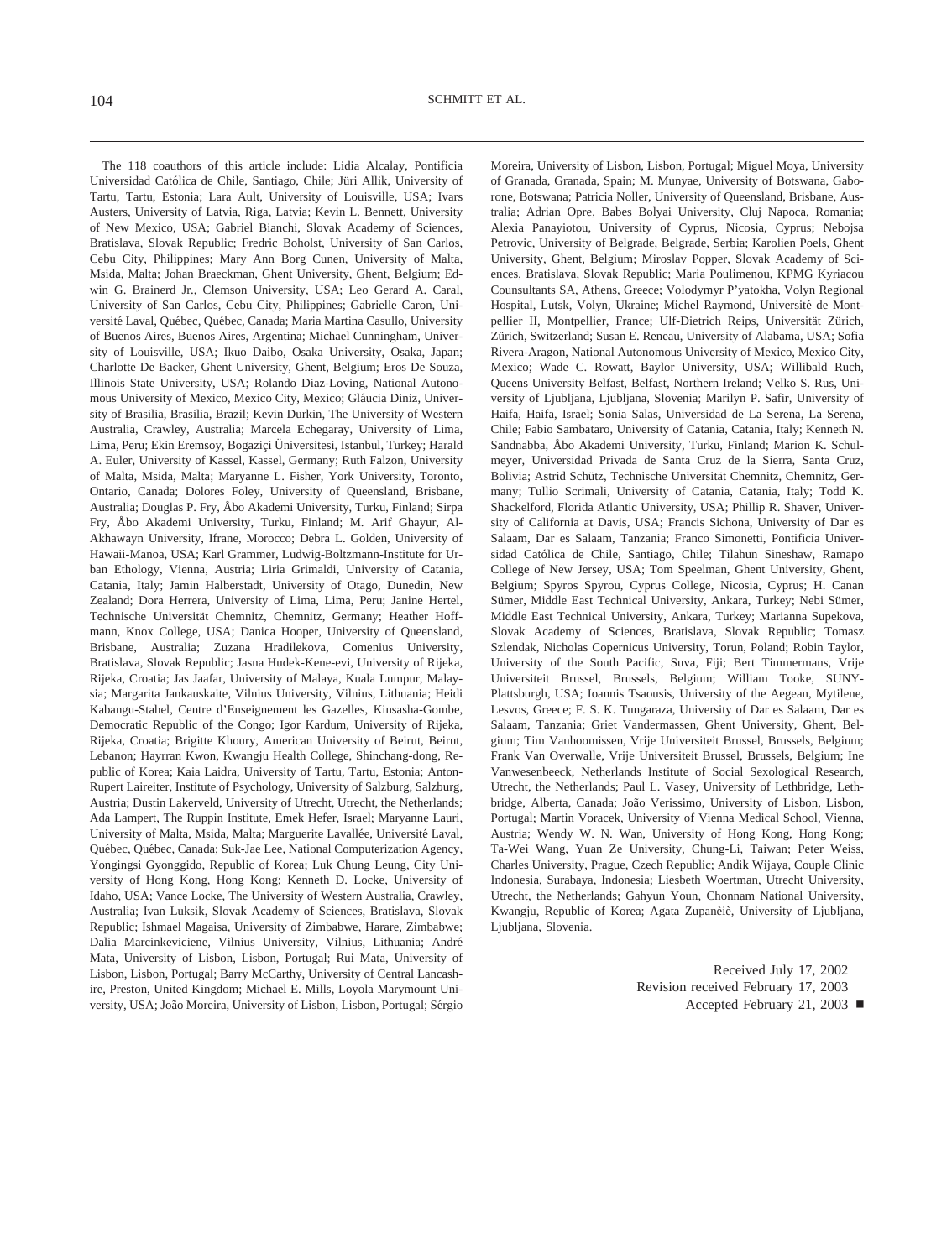The 118 coauthors of this article include: Lidia Alcalay, Pontificia Universidad Católica de Chile, Santiago, Chile; Jüri Allik, University of Tartu, Tartu, Estonia; Lara Ault, University of Louisville, USA; Ivars Austers, University of Latvia, Riga, Latvia; Kevin L. Bennett, University of New Mexico, USA; Gabriel Bianchi, Slovak Academy of Sciences, Bratislava, Slovak Republic; Fredric Boholst, University of San Carlos, Cebu City, Philippines; Mary Ann Borg Cunen, University of Malta, Msida, Malta; Johan Braeckman, Ghent University, Ghent, Belgium; Edwin G. Brainerd Jr., Clemson University, USA; Leo Gerard A. Caral, University of San Carlos, Cebu City, Philippines; Gabrielle Caron, Université Laval, Québec, Québec, Canada; Maria Martina Casullo, University of Buenos Aires, Buenos Aires, Argentina; Michael Cunningham, University of Louisville, USA; Ikuo Daibo, Osaka University, Osaka, Japan; Charlotte De Backer, Ghent University, Ghent, Belgium; Eros De Souza, Illinois State University, USA; Rolando Diaz-Loving, National Autonomous University of Mexico, Mexico City, Mexico; Gláucia Diniz, University of Brasilia, Brasilia, Brazil; Kevin Durkin, The University of Western Australia, Crawley, Australia; Marcela Echegaray, University of Lima, Lima, Peru; Ekin Eremsoy, Bogaziçi Üniversitesi, Istanbul, Turkey; Harald A. Euler, University of Kassel, Kassel, Germany; Ruth Falzon, University of Malta, Msida, Malta; Maryanne L. Fisher, York University, Toronto, Ontario, Canada; Dolores Foley, University of Queensland, Brisbane, Australia; Douglas P. Fry, Åbo Akademi University, Turku, Finland; Sirpa Fry, Åbo Akademi University, Turku, Finland; M. Arif Ghayur, Al-Akhawayn University, Ifrane, Morocco; Debra L. Golden, University of Hawaii-Manoa, USA; Karl Grammer, Ludwig-Boltzmann-Institute for Urban Ethology, Vienna, Austria; Liria Grimaldi, University of Catania, Catania, Italy; Jamin Halberstadt, University of Otago, Dunedin, New Zealand; Dora Herrera, University of Lima, Lima, Peru; Janine Hertel, Technische Universität Chemnitz, Chemnitz, Germany; Heather Hoffmann, Knox College, USA; Danica Hooper, University of Queensland, Brisbane, Australia; Zuzana Hradilekova, Comenius University, Bratislava, Slovak Republic; Jasna Hudek-Kene-evi, University of Rijeka, Rijeka, Croatia; Jas Jaafar, University of Malaya, Kuala Lumpur, Malaysia; Margarita Jankauskaite, Vilnius University, Vilnius, Lithuania; Heidi Kabangu-Stahel, Centre d'Enseignement les Gazelles, Kinsasha-Gombe, Democratic Republic of the Congo; Igor Kardum, University of Rijeka, Rijeka, Croatia; Brigitte Khoury, American University of Beirut, Beirut, Lebanon; Hayrran Kwon, Kwangju Health College, Shinchang-dong, Republic of Korea; Kaia Laidra, University of Tartu, Tartu, Estonia; Anton-Rupert Laireiter, Institute of Psychology, University of Salzburg, Salzburg, Austria; Dustin Lakerveld, University of Utrecht, Utrecht, the Netherlands; Ada Lampert, The Ruppin Institute, Emek Hefer, Israel; Maryanne Lauri, University of Malta, Msida, Malta; Marguerite Lavallée, Université Laval, Québec, Canada; Suk-Jae Lee, National Computerization Agency, Yongingsi Gyonggido, Republic of Korea; Luk Chung Leung, City University of Hong Kong, Hong Kong; Kenneth D. Locke, University of Idaho, USA; Vance Locke, The University of Western Australia, Crawley, Australia; Ivan Luksik, Slovak Academy of Sciences, Bratislava, Slovak Republic; Ishmael Magaisa, University of Zimbabwe, Harare, Zimbabwe; Dalia Marcinkeviciene, Vilnius University, Vilnius, Lithuania; André Mata, University of Lisbon, Lisbon, Portugal; Rui Mata, University of Lisbon, Lisbon, Portugal; Barry McCarthy, University of Central Lancashire, Preston, United Kingdom; Michael E. Mills, Loyola Marymount University, USA; João Moreira, University of Lisbon, Lisbon, Portugal; Sérgio Moreira, University of Lisbon, Lisbon, Portugal; Miguel Moya, University of Granada, Granada, Spain; M. Munyae, University of Botswana, Gaborone, Botswana; Patricia Noller, University of Queensland, Brisbane, Australia; Adrian Opre, Babes Bolyai University, Cluj Napoca, Romania; Alexia Panayiotou, University of Cyprus, Nicosia, Cyprus; Nebojsa Petrovic, University of Belgrade, Belgrade, Serbia; Karolien Poels, Ghent University, Ghent, Belgium; Miroslav Popper, Slovak Academy of Sciences, Bratislava, Slovak Republic; Maria Poulimenou, KPMG Kyriacou Counsultants SA, Athens, Greece; Volodymyr P'yatokha, Volyn Regional Hospital, Lutsk, Volyn, Ukraine; Michel Raymond, Université de Montpellier II, Montpellier, France; Ulf-Dietrich Reips, Universität Zürich, Zürich, Switzerland; Susan E. Reneau, University of Alabama, USA; Sofia Rivera-Aragon, National Autonomous University of Mexico, Mexico City, Mexico; Wade C. Rowatt, Baylor University, USA; Willibald Ruch, Queens University Belfast, Belfast, Northern Ireland; Velko S. Rus, University of Ljubljana, Ljubljana, Slovenia; Marilyn P. Safir, University of Haifa, Haifa, Israel; Sonia Salas, Universidad de La Serena, La Serena, Chile; Fabio Sambataro, University of Catania, Catania, Italy; Kenneth N. Sandnabba, Åbo Akademi University, Turku, Finland; Marion K. Schulmeyer, Universidad Privada de Santa Cruz de la Sierra, Santa Cruz, Bolivia; Astrid Schütz, Technische Universität Chemnitz, Chemnitz, Germany; Tullio Scrimali, University of Catania, Catania, Italy; Todd K. Shackelford, Florida Atlantic University, USA; Phillip R. Shaver, University of California at Davis, USA; Francis Sichona, University of Dar es Salaam, Dar es Salaam, Tanzania; Franco Simonetti, Pontificia Universidad Católica de Chile, Santiago, Chile; Tilahun Sineshaw, Ramapo College of New Jersey, USA; Tom Speelman, Ghent University, Ghent, Belgium; Spyros Spyrou, Cyprus College, Nicosia, Cyprus; H. Canan Sümer, Middle East Technical University, Ankara, Turkey; Nebi Sümer, Middle East Technical University, Ankara, Turkey; Marianna Supekova, Slovak Academy of Sciences, Bratislava, Slovak Republic; Tomasz Szlendak, Nicholas Copernicus University, Torun, Poland; Robin Taylor, University of the South Pacific, Suva, Fiji; Bert Timmermans, Vrije Universiteit Brussel, Brussels, Belgium; William Tooke, SUNY-Plattsburgh, USA; Ioannis Tsaousis, University of the Aegean, Mytilene, Lesvos, Greece; F. S. K. Tungaraza, University of Dar es Salaam, Dar es Salaam, Tanzania; Griet Vandermassen, Ghent University, Ghent, Belgium; Tim Vanhoomissen, Vrije Universiteit Brussel, Brussels, Belgium; Frank Van Overwalle, Vrije Universiteit Brussel, Brussels, Belgium; Ine Vanwesenbeeck, Netherlands Institute of Social Sexological Research, Utrecht, the Netherlands; Paul L. Vasey, University of Lethbridge, Lethbridge, Alberta, Canada; João Verissimo, University of Lisbon, Lisbon, Portugal; Martin Voracek, University of Vienna Medical School, Vienna, Austria; Wendy W. N. Wan, University of Hong Kong, Hong Kong; Ta-Wei Wang, Yuan Ze University, Chung-Li, Taiwan; Peter Weiss, Charles University, Prague, Czech Republic; Andik Wijaya, Couple Clinic Indonesia, Surabaya, Indonesia; Liesbeth Woertman, Utrecht University, Utrecht, the Netherlands; Gahyun Youn, Chonnam National University, Kwangju, Republic of Korea; Agata Zupanèiè, University of Ljubljana, Ljubljana, Slovenia.

Received July 17, 2002
Revision received February 17, 2003
Accepted February 21, 2003 ■